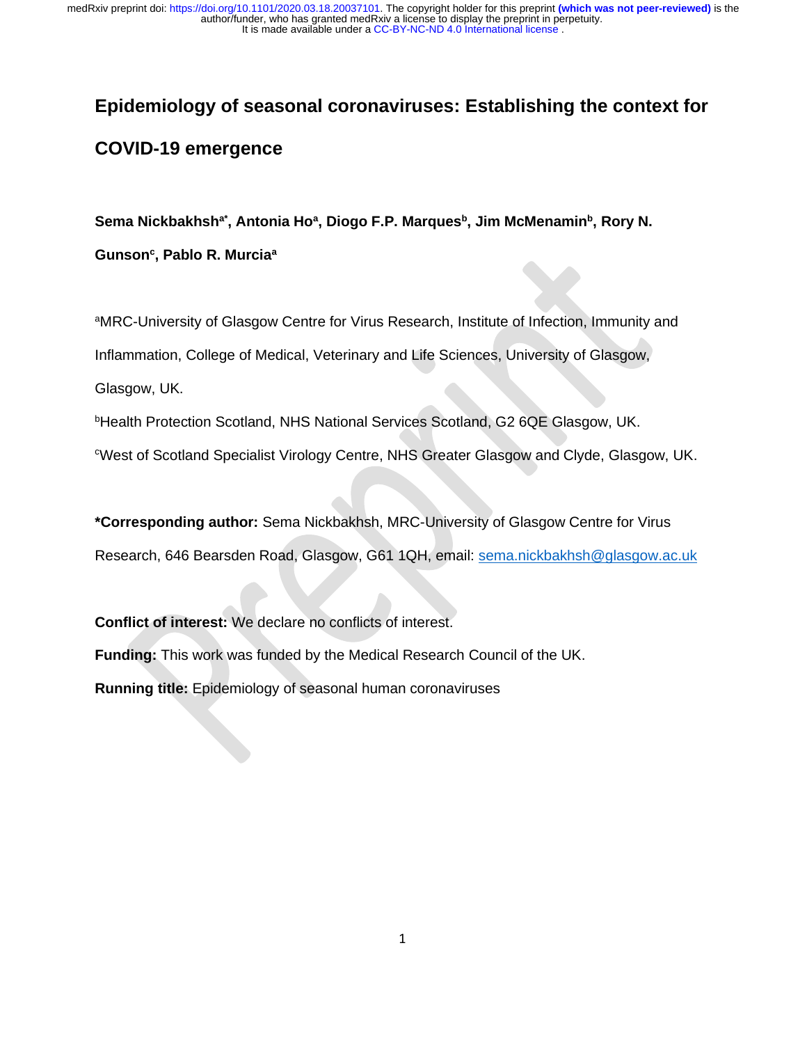# Epidemiology of seasonal coronaviruses: Establishing the context for COVID-19 emergence

**Sema Nickbakhsh[a*], Antonia Ho[a], Diogo F.P. Marques[b], Jim McMenamin[b], Rory N. Gunson[c], Pablo R. Murcia[a]**

[a]MRC-University of Glasgow Centre for Virus Research, Institute of Infection, Immunity and Inflammation, College of Medical, Veterinary and Life Sciences, University of Glasgow, Glasgow, UK.

[b]Health Protection Scotland, NHS National Services Scotland, G2 6QE Glasgow, UK.

[c]West of Scotland Specialist Virology Centre, NHS Greater Glasgow and Clyde, Glasgow, UK.

**\*Corresponding author:** Sema Nickbakhsh, MRC-University of Glasgow Centre for Virus Research, 646 Bearsden Road, Glasgow, G61 1QH, email: sema.nickbakhsh@glasgow.ac.uk

**Conflict of interest:** We declare no conflicts of interest.

**Funding:** This work was funded by the Medical Research Council of the UK.

**Running title:** Epidemiology of seasonal human coronaviruses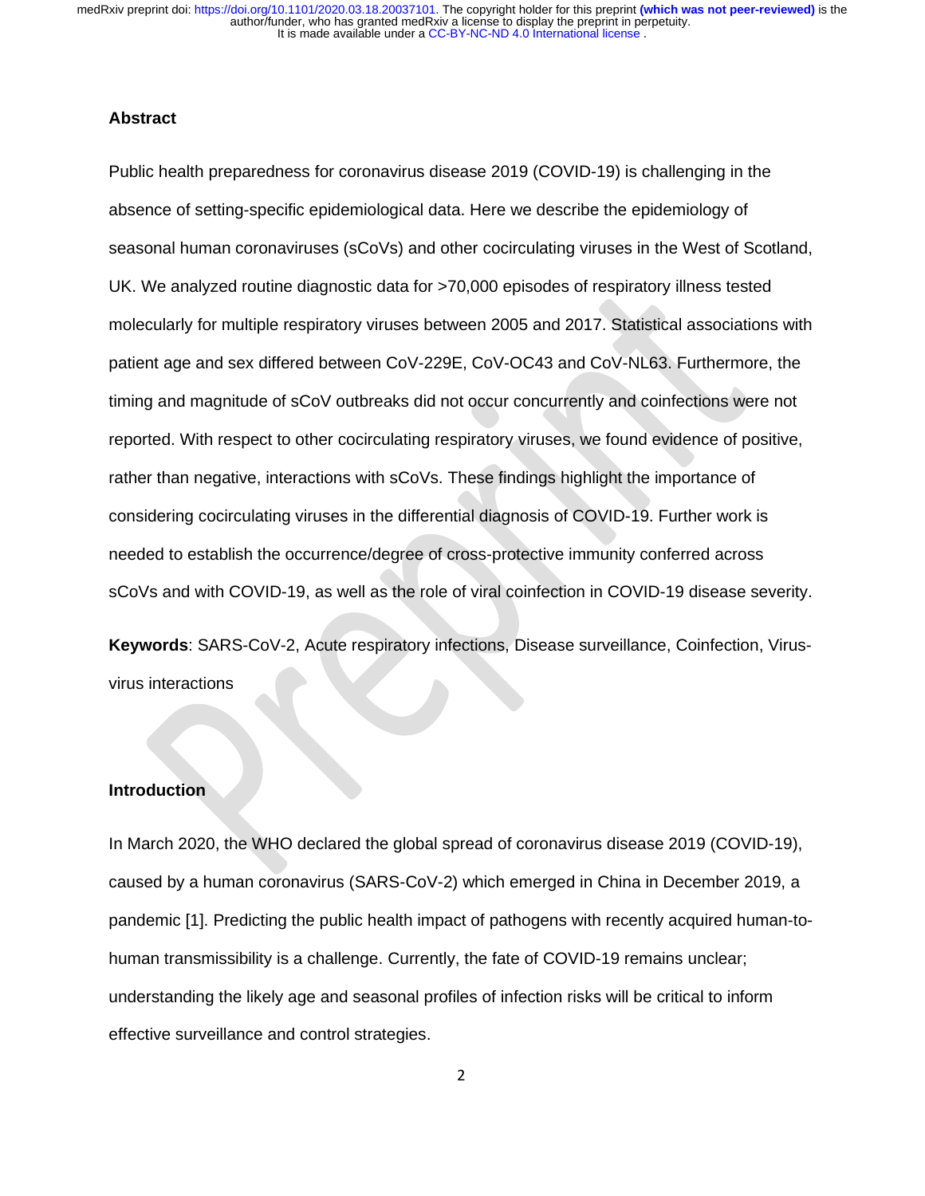## Abstract

Public health preparedness for coronavirus disease 2019 (COVID-19) is challenging in the absence of setting-specific epidemiological data. Here we describe the epidemiology of seasonal human coronaviruses (sCoVs) and other cocirculating viruses in the West of Scotland, UK. We analyzed routine diagnostic data for >70,000 episodes of respiratory illness tested molecularly for multiple respiratory viruses between 2005 and 2017. Statistical associations with patient age and sex differed between CoV-229E, CoV-OC43 and CoV-NL63. Furthermore, the timing and magnitude of sCoV outbreaks did not occur concurrently and coinfections were not reported. With respect to other cocirculating respiratory viruses, we found evidence of positive, rather than negative, interactions with sCoVs. These findings highlight the importance of considering cocirculating viruses in the differential diagnosis of COVID-19. Further work is needed to establish the occurrence/degree of cross-protective immunity conferred across sCoVs and with COVID-19, as well as the role of viral coinfection in COVID-19 disease severity.

**Keywords**: SARS-CoV-2, Acute respiratory infections, Disease surveillance, Coinfection, Virus-virus interactions

## Introduction

In March 2020, the WHO declared the global spread of coronavirus disease 2019 (COVID-19), caused by a human coronavirus (SARS-CoV-2) which emerged in China in December 2019, a pandemic [1]. Predicting the public health impact of pathogens with recently acquired human-to-human transmissibility is a challenge. Currently, the fate of COVID-19 remains unclear; understanding the likely age and seasonal profiles of infection risks will be critical to inform effective surveillance and control strategies.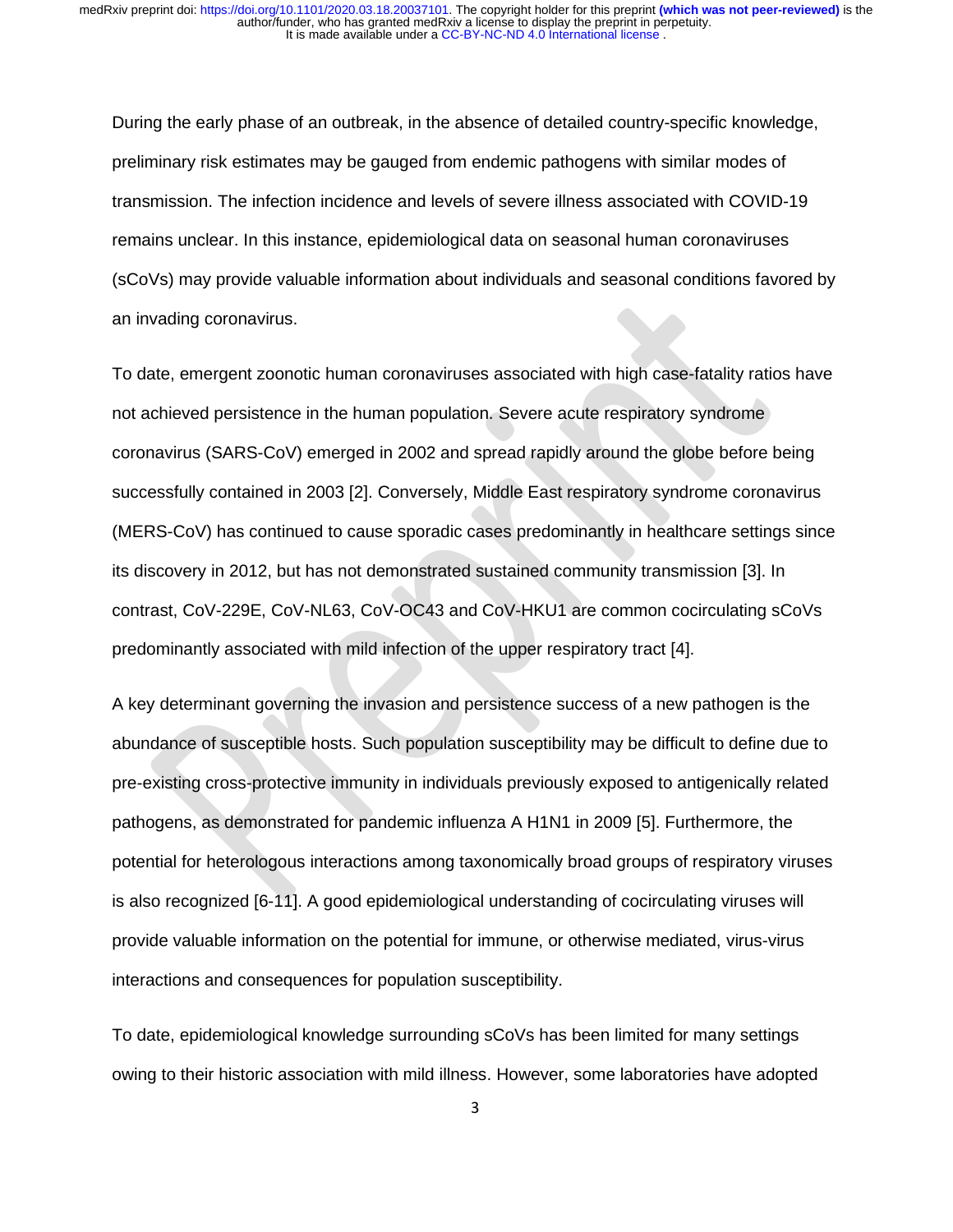During the early phase of an outbreak, in the absence of detailed country-specific knowledge, preliminary risk estimates may be gauged from endemic pathogens with similar modes of transmission. The infection incidence and levels of severe illness associated with COVID-19 remains unclear. In this instance, epidemiological data on seasonal human coronaviruses (sCoVs) may provide valuable information about individuals and seasonal conditions favored by an invading coronavirus.

To date, emergent zoonotic human coronaviruses associated with high case-fatality ratios have not achieved persistence in the human population. Severe acute respiratory syndrome coronavirus (SARS-CoV) emerged in 2002 and spread rapidly around the globe before being successfully contained in 2003 [2]. Conversely, Middle East respiratory syndrome coronavirus (MERS-CoV) has continued to cause sporadic cases predominantly in healthcare settings since its discovery in 2012, but has not demonstrated sustained community transmission [3]. In contrast, CoV-229E, CoV-NL63, CoV-OC43 and CoV-HKU1 are common cocirculating sCoVs predominantly associated with mild infection of the upper respiratory tract [4].

A key determinant governing the invasion and persistence success of a new pathogen is the abundance of susceptible hosts. Such population susceptibility may be difficult to define due to pre-existing cross-protective immunity in individuals previously exposed to antigenically related pathogens, as demonstrated for pandemic influenza A H1N1 in 2009 [5]. Furthermore, the potential for heterologous interactions among taxonomically broad groups of respiratory viruses is also recognized [6-11]. A good epidemiological understanding of cocirculating viruses will provide valuable information on the potential for immune, or otherwise mediated, virus-virus interactions and consequences for population susceptibility.

To date, epidemiological knowledge surrounding sCoVs has been limited for many settings owing to their historic association with mild illness. However, some laboratories have adopted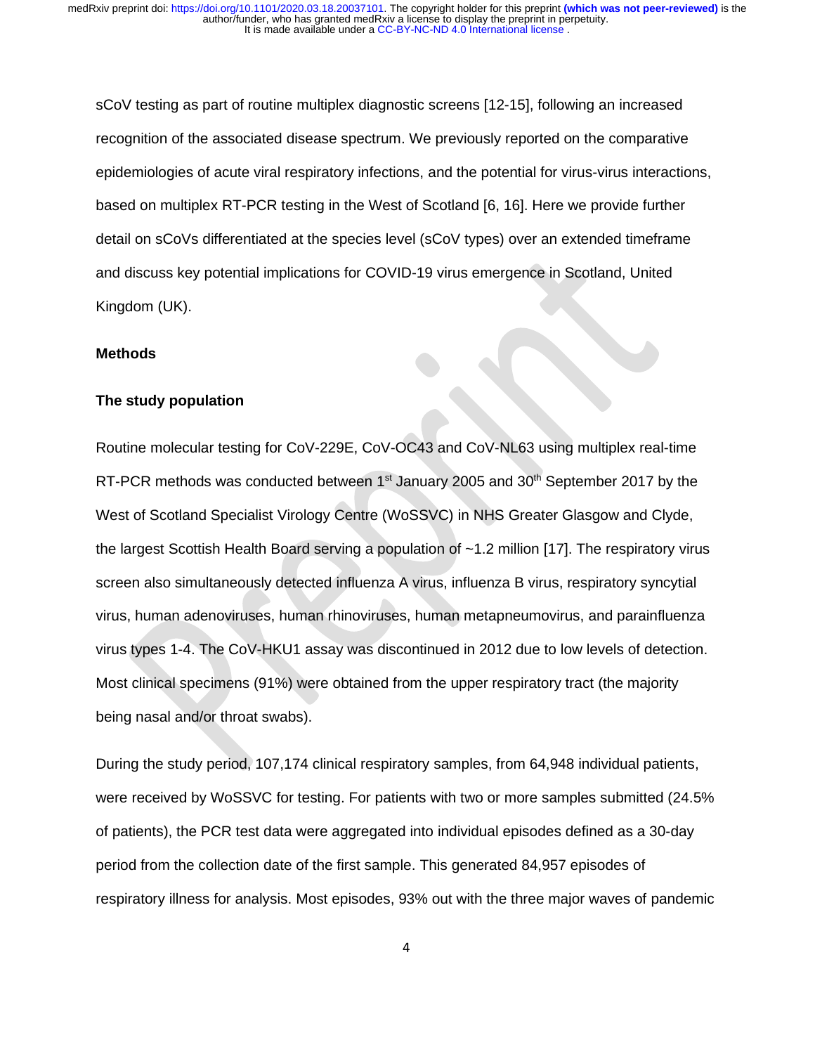sCoV testing as part of routine multiplex diagnostic screens [12-15], following an increased recognition of the associated disease spectrum. We previously reported on the comparative epidemiologies of acute viral respiratory infections, and the potential for virus-virus interactions, based on multiplex RT-PCR testing in the West of Scotland [6, 16]. Here we provide further detail on sCoVs differentiated at the species level (sCoV types) over an extended timeframe and discuss key potential implications for COVID-19 virus emergence in Scotland, United Kingdom (UK).

## Methods

### The study population

Routine molecular testing for CoV-229E, CoV-OC43 and CoV-NL63 using multiplex real-time RT-PCR methods was conducted between 1st January 2005 and 30th September 2017 by the West of Scotland Specialist Virology Centre (WoSSVC) in NHS Greater Glasgow and Clyde, the largest Scottish Health Board serving a population of ~1.2 million [17]. The respiratory virus screen also simultaneously detected influenza A virus, influenza B virus, respiratory syncytial virus, human adenoviruses, human rhinoviruses, human metapneumovirus, and parainfluenza virus types 1-4. The CoV-HKU1 assay was discontinued in 2012 due to low levels of detection. Most clinical specimens (91%) were obtained from the upper respiratory tract (the majority being nasal and/or throat swabs).

During the study period, 107,174 clinical respiratory samples, from 64,948 individual patients, were received by WoSSVC for testing. For patients with two or more samples submitted (24.5% of patients), the PCR test data were aggregated into individual episodes defined as a 30-day period from the collection date of the first sample. This generated 84,957 episodes of respiratory illness for analysis. Most episodes, 93% out with the three major waves of pandemic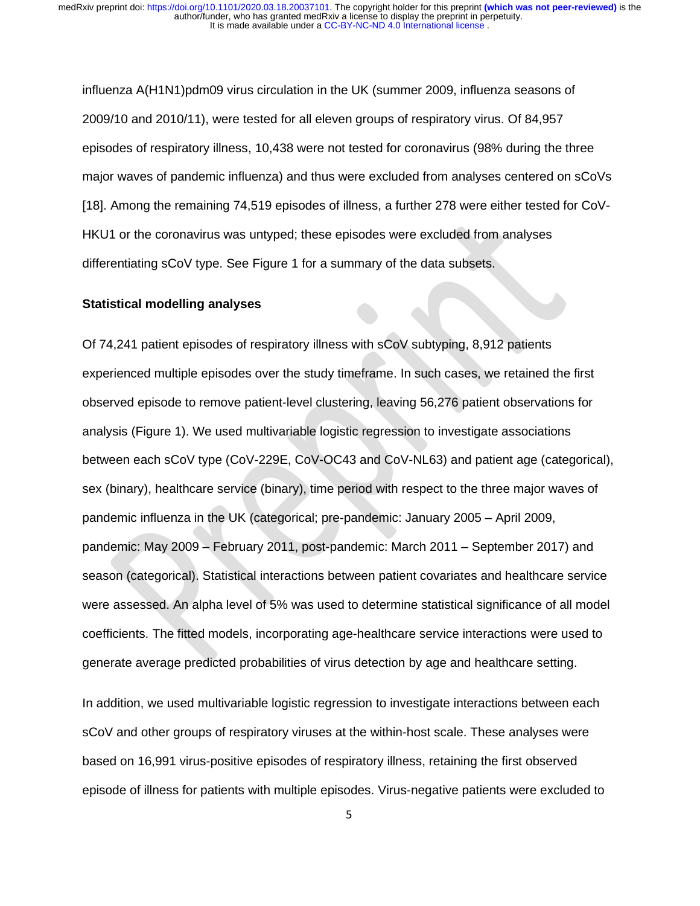influenza A(H1N1)pdm09 virus circulation in the UK (summer 2009, influenza seasons of 2009/10 and 2010/11), were tested for all eleven groups of respiratory virus. Of 84,957 episodes of respiratory illness, 10,438 were not tested for coronavirus (98% during the three major waves of pandemic influenza) and thus were excluded from analyses centered on sCoVs [18]. Among the remaining 74,519 episodes of illness, a further 278 were either tested for CoV-HKU1 or the coronavirus was untyped; these episodes were excluded from analyses differentiating sCoV type. See Figure 1 for a summary of the data subsets.

**Statistical modelling analyses**

Of 74,241 patient episodes of respiratory illness with sCoV subtyping, 8,912 patients experienced multiple episodes over the study timeframe. In such cases, we retained the first observed episode to remove patient-level clustering, leaving 56,276 patient observations for analysis (Figure 1). We used multivariable logistic regression to investigate associations between each sCoV type (CoV-229E, CoV-OC43 and CoV-NL63) and patient age (categorical), sex (binary), healthcare service (binary), time period with respect to the three major waves of pandemic influenza in the UK (categorical; pre-pandemic: January 2005 – April 2009, pandemic: May 2009 – February 2011, post-pandemic: March 2011 – September 2017) and season (categorical). Statistical interactions between patient covariates and healthcare service were assessed. An alpha level of 5% was used to determine statistical significance of all model coefficients. The fitted models, incorporating age-healthcare service interactions were used to generate average predicted probabilities of virus detection by age and healthcare setting.

In addition, we used multivariable logistic regression to investigate interactions between each sCoV and other groups of respiratory viruses at the within-host scale. These analyses were based on 16,991 virus-positive episodes of respiratory illness, retaining the first observed episode of illness for patients with multiple episodes. Virus-negative patients were excluded to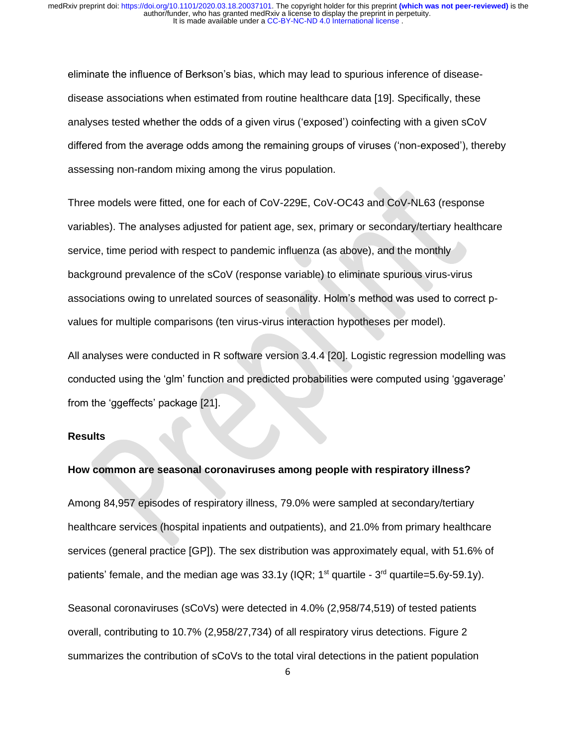eliminate the influence of Berkson's bias, which may lead to spurious inference of disease-disease associations when estimated from routine healthcare data [19]. Specifically, these analyses tested whether the odds of a given virus ('exposed') coinfecting with a given sCoV differed from the average odds among the remaining groups of viruses ('non-exposed'), thereby assessing non-random mixing among the virus population.

Three models were fitted, one for each of CoV-229E, CoV-OC43 and CoV-NL63 (response variables). The analyses adjusted for patient age, sex, primary or secondary/tertiary healthcare service, time period with respect to pandemic influenza (as above), and the monthly background prevalence of the sCoV (response variable) to eliminate spurious virus-virus associations owing to unrelated sources of seasonality. Holm's method was used to correct p-values for multiple comparisons (ten virus-virus interaction hypotheses per model).

All analyses were conducted in R software version 3.4.4 [20]. Logistic regression modelling was conducted using the 'glm' function and predicted probabilities were computed using 'ggaverage' from the 'ggeffects' package [21].

## Results

### How common are seasonal coronaviruses among people with respiratory illness?

Among 84,957 episodes of respiratory illness, 79.0% were sampled at secondary/tertiary healthcare services (hospital inpatients and outpatients), and 21.0% from primary healthcare services (general practice [GP]). The sex distribution was approximately equal, with 51.6% of patients' female, and the median age was 33.1y (IQR; 1st quartile - 3rd quartile=5.6y-59.1y).

Seasonal coronaviruses (sCoVs) were detected in 4.0% (2,958/74,519) of tested patients overall, contributing to 10.7% (2,958/27,734) of all respiratory virus detections. Figure 2 summarizes the contribution of sCoVs to the total viral detections in the patient population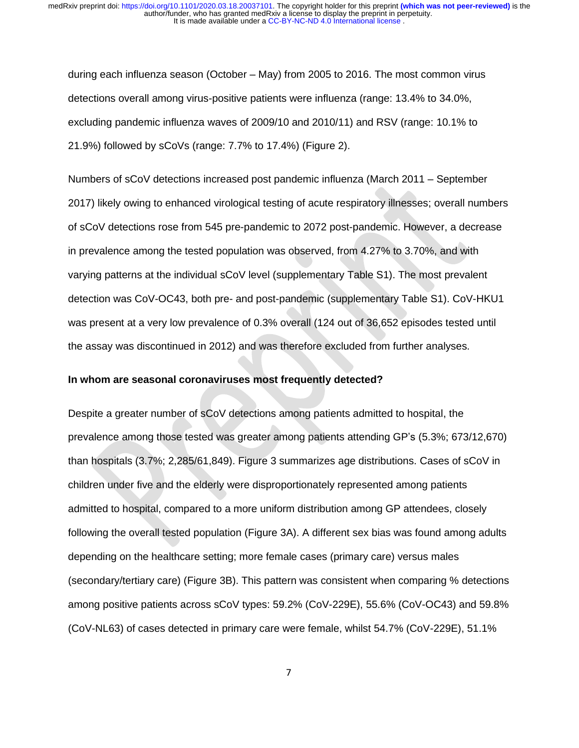during each influenza season (October – May) from 2005 to 2016. The most common virus detections overall among virus-positive patients were influenza (range: 13.4% to 34.0%, excluding pandemic influenza waves of 2009/10 and 2010/11) and RSV (range: 10.1% to 21.9%) followed by sCoVs (range: 7.7% to 17.4%) (Figure 2).

Numbers of sCoV detections increased post pandemic influenza (March 2011 – September 2017) likely owing to enhanced virological testing of acute respiratory illnesses; overall numbers of sCoV detections rose from 545 pre-pandemic to 2072 post-pandemic. However, a decrease in prevalence among the tested population was observed, from 4.27% to 3.70%, and with varying patterns at the individual sCoV level (supplementary Table S1). The most prevalent detection was CoV-OC43, both pre- and post-pandemic (supplementary Table S1). CoV-HKU1 was present at a very low prevalence of 0.3% overall (124 out of 36,652 episodes tested until the assay was discontinued in 2012) and was therefore excluded from further analyses.

**In whom are seasonal coronaviruses most frequently detected?**

Despite a greater number of sCoV detections among patients admitted to hospital, the prevalence among those tested was greater among patients attending GP's (5.3%; 673/12,670) than hospitals (3.7%; 2,285/61,849). Figure 3 summarizes age distributions. Cases of sCoV in children under five and the elderly were disproportionately represented among patients admitted to hospital, compared to a more uniform distribution among GP attendees, closely following the overall tested population (Figure 3A). A different sex bias was found among adults depending on the healthcare setting; more female cases (primary care) versus males (secondary/tertiary care) (Figure 3B). This pattern was consistent when comparing % detections among positive patients across sCoV types: 59.2% (CoV-229E), 55.6% (CoV-OC43) and 59.8% (CoV-NL63) of cases detected in primary care were female, whilst 54.7% (CoV-229E), 51.1%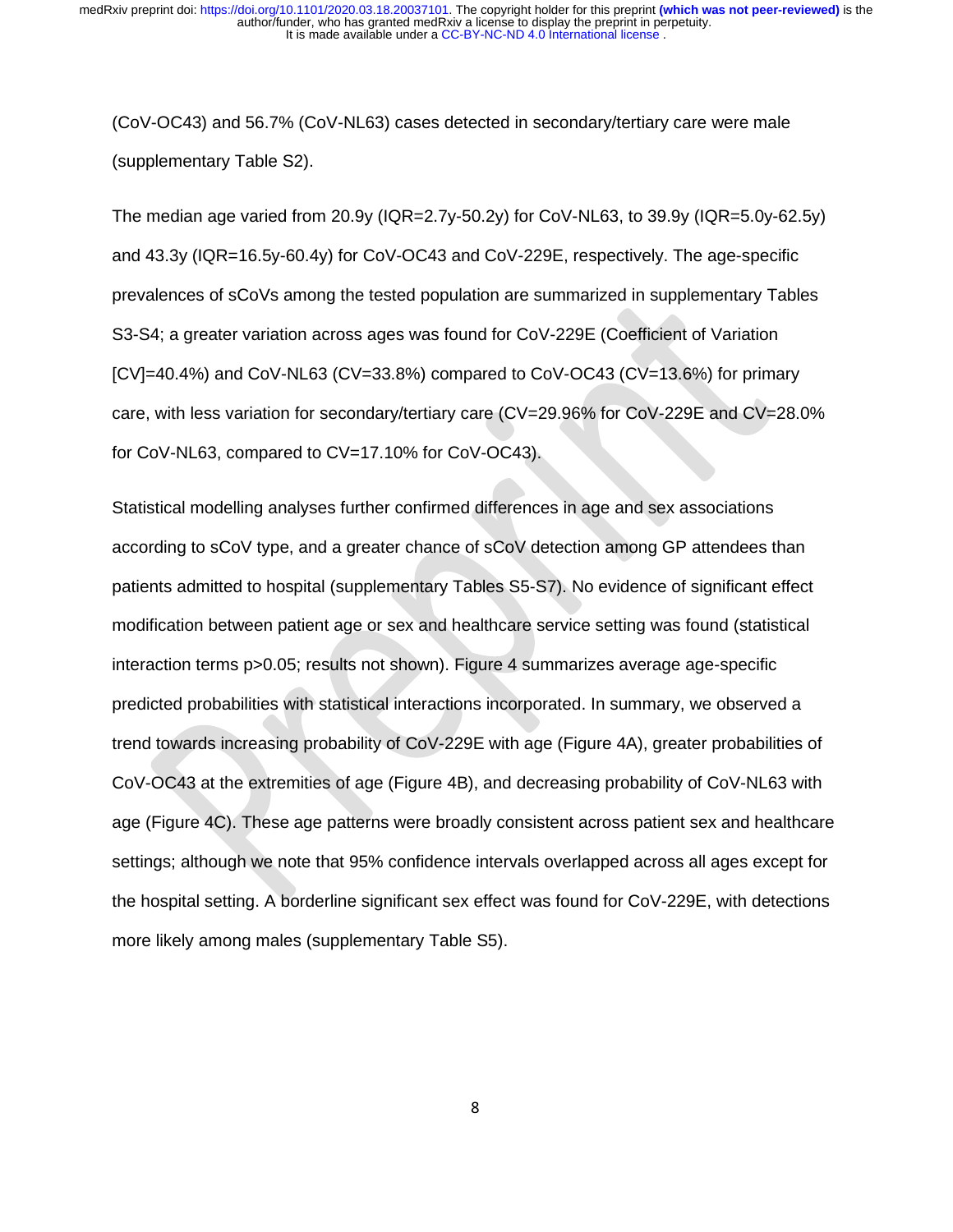(CoV-OC43) and 56.7% (CoV-NL63) cases detected in secondary/tertiary care were male (supplementary Table S2).

The median age varied from 20.9y (IQR=2.7y-50.2y) for CoV-NL63, to 39.9y (IQR=5.0y-62.5y) and 43.3y (IQR=16.5y-60.4y) for CoV-OC43 and CoV-229E, respectively. The age-specific prevalences of sCoVs among the tested population are summarized in supplementary Tables S3-S4; a greater variation across ages was found for CoV-229E (Coefficient of Variation [CV]=40.4%) and CoV-NL63 (CV=33.8%) compared to CoV-OC43 (CV=13.6%) for primary care, with less variation for secondary/tertiary care (CV=29.96% for CoV-229E and CV=28.0% for CoV-NL63, compared to CV=17.10% for CoV-OC43).

Statistical modelling analyses further confirmed differences in age and sex associations according to sCoV type, and a greater chance of sCoV detection among GP attendees than patients admitted to hospital (supplementary Tables S5-S7). No evidence of significant effect modification between patient age or sex and healthcare service setting was found (statistical interaction terms $p>0.05$; results not shown). Figure 4 summarizes average age-specific predicted probabilities with statistical interactions incorporated. In summary, we observed a trend towards increasing probability of CoV-229E with age (Figure 4A), greater probabilities of CoV-OC43 at the extremities of age (Figure 4B), and decreasing probability of CoV-NL63 with age (Figure 4C). These age patterns were broadly consistent across patient sex and healthcare settings; although we note that 95% confidence intervals overlapped across all ages except for the hospital setting. A borderline significant sex effect was found for CoV-229E, with detections more likely among males (supplementary Table S5).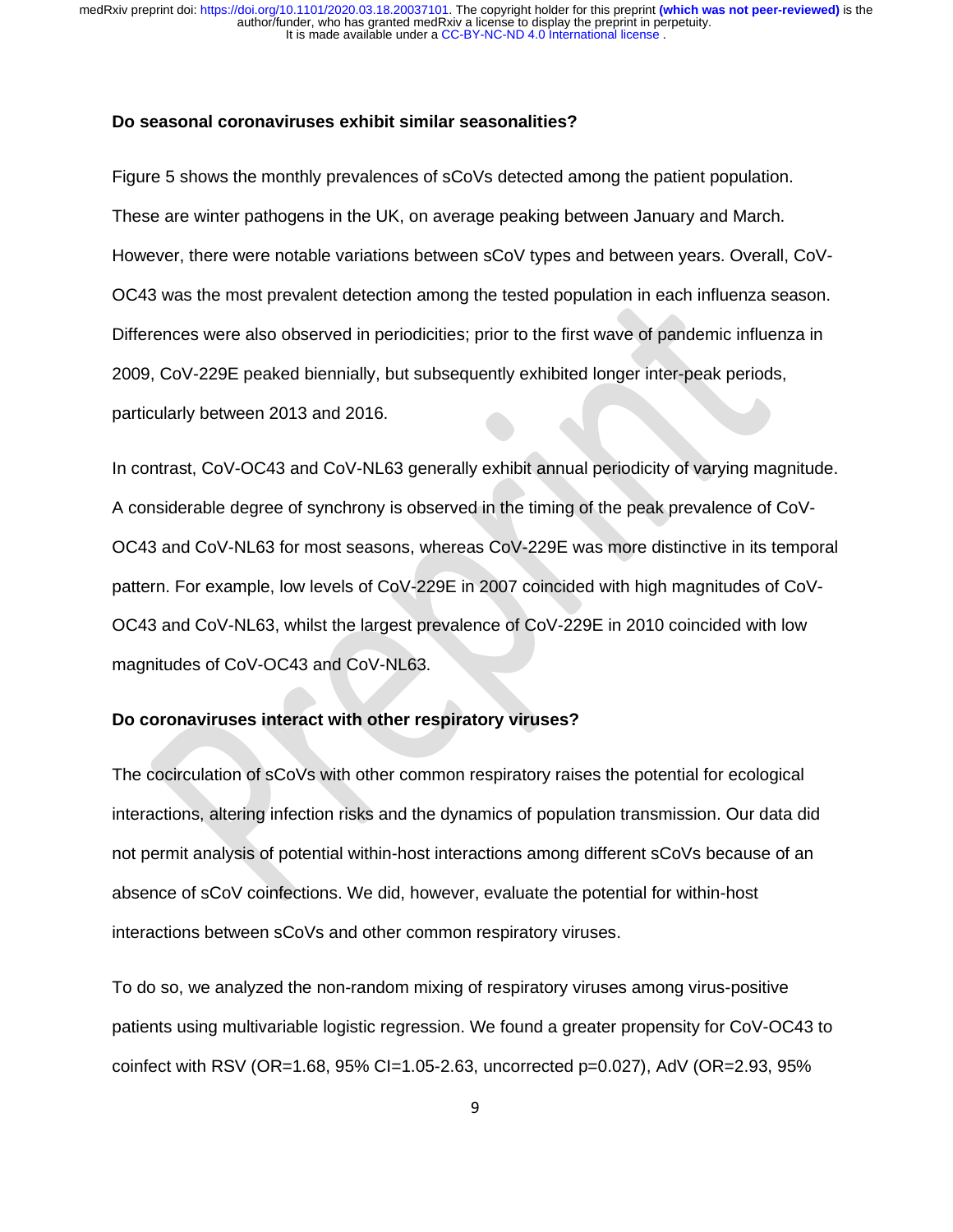### Do seasonal coronaviruses exhibit similar seasonalities?

Figure 5 shows the monthly prevalences of sCoVs detected among the patient population. These are winter pathogens in the UK, on average peaking between January and March. However, there were notable variations between sCoV types and between years. Overall, CoV-OC43 was the most prevalent detection among the tested population in each influenza season. Differences were also observed in periodicities; prior to the first wave of pandemic influenza in 2009, CoV-229E peaked biennially, but subsequently exhibited longer inter-peak periods, particularly between 2013 and 2016.

In contrast, CoV-OC43 and CoV-NL63 generally exhibit annual periodicity of varying magnitude. A considerable degree of synchrony is observed in the timing of the peak prevalence of CoV-OC43 and CoV-NL63 for most seasons, whereas CoV-229E was more distinctive in its temporal pattern. For example, low levels of CoV-229E in 2007 coincided with high magnitudes of CoV-OC43 and CoV-NL63, whilst the largest prevalence of CoV-229E in 2010 coincided with low magnitudes of CoV-OC43 and CoV-NL63.

### Do coronaviruses interact with other respiratory viruses?

The cocirculation of sCoVs with other common respiratory raises the potential for ecological interactions, altering infection risks and the dynamics of population transmission. Our data did not permit analysis of potential within-host interactions among different sCoVs because of an absence of sCoV coinfections. We did, however, evaluate the potential for within-host interactions between sCoVs and other common respiratory viruses.

To do so, we analyzed the non-random mixing of respiratory viruses among virus-positive patients using multivariable logistic regression. We found a greater propensity for CoV-OC43 to coinfect with RSV (OR=1.68, 95% CI=1.05-2.63, uncorrected p=0.027), AdV (OR=2.93, 95%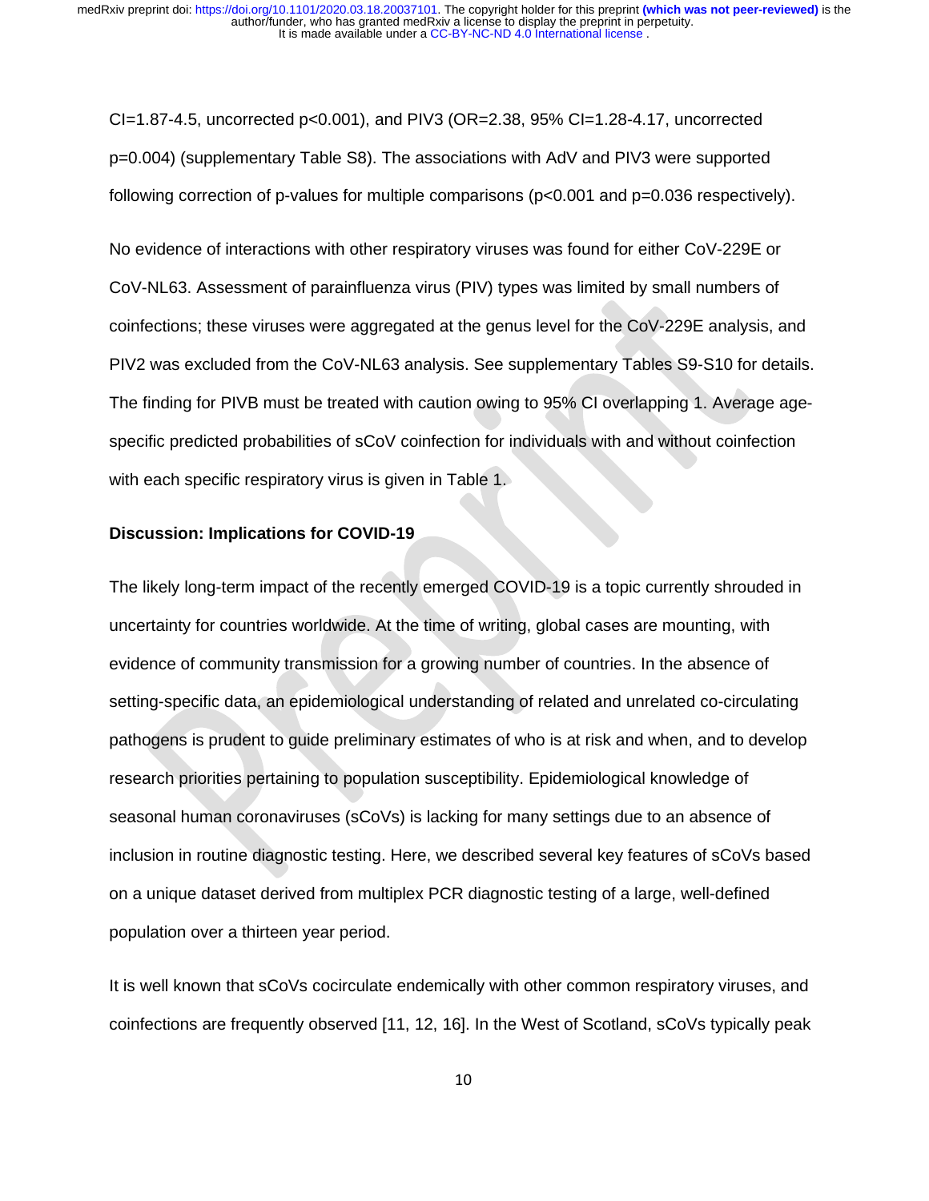CI=1.87-4.5, uncorrected p<0.001), and PIV3 (OR=2.38, 95% CI=1.28-4.17, uncorrected p=0.004) (supplementary Table S8). The associations with AdV and PIV3 were supported following correction of p-values for multiple comparisons (p<0.001 and p=0.036 respectively).

No evidence of interactions with other respiratory viruses was found for either CoV-229E or CoV-NL63. Assessment of parainfluenza virus (PIV) types was limited by small numbers of coinfections; these viruses were aggregated at the genus level for the CoV-229E analysis, and PIV2 was excluded from the CoV-NL63 analysis. See supplementary Tables S9-S10 for details. The finding for PIVB must be treated with caution owing to 95% CI overlapping 1. Average age-specific predicted probabilities of sCoV coinfection for individuals with and without coinfection with each specific respiratory virus is given in Table 1.

**Discussion: Implications for COVID-19**

The likely long-term impact of the recently emerged COVID-19 is a topic currently shrouded in uncertainty for countries worldwide. At the time of writing, global cases are mounting, with evidence of community transmission for a growing number of countries. In the absence of setting-specific data, an epidemiological understanding of related and unrelated co-circulating pathogens is prudent to guide preliminary estimates of who is at risk and when, and to develop research priorities pertaining to population susceptibility. Epidemiological knowledge of seasonal human coronaviruses (sCoVs) is lacking for many settings due to an absence of inclusion in routine diagnostic testing. Here, we described several key features of sCoVs based on a unique dataset derived from multiplex PCR diagnostic testing of a large, well-defined population over a thirteen year period.

It is well known that sCoVs cocirculate endemically with other common respiratory viruses, and coinfections are frequently observed [11, 12, 16]. In the West of Scotland, sCoVs typically peak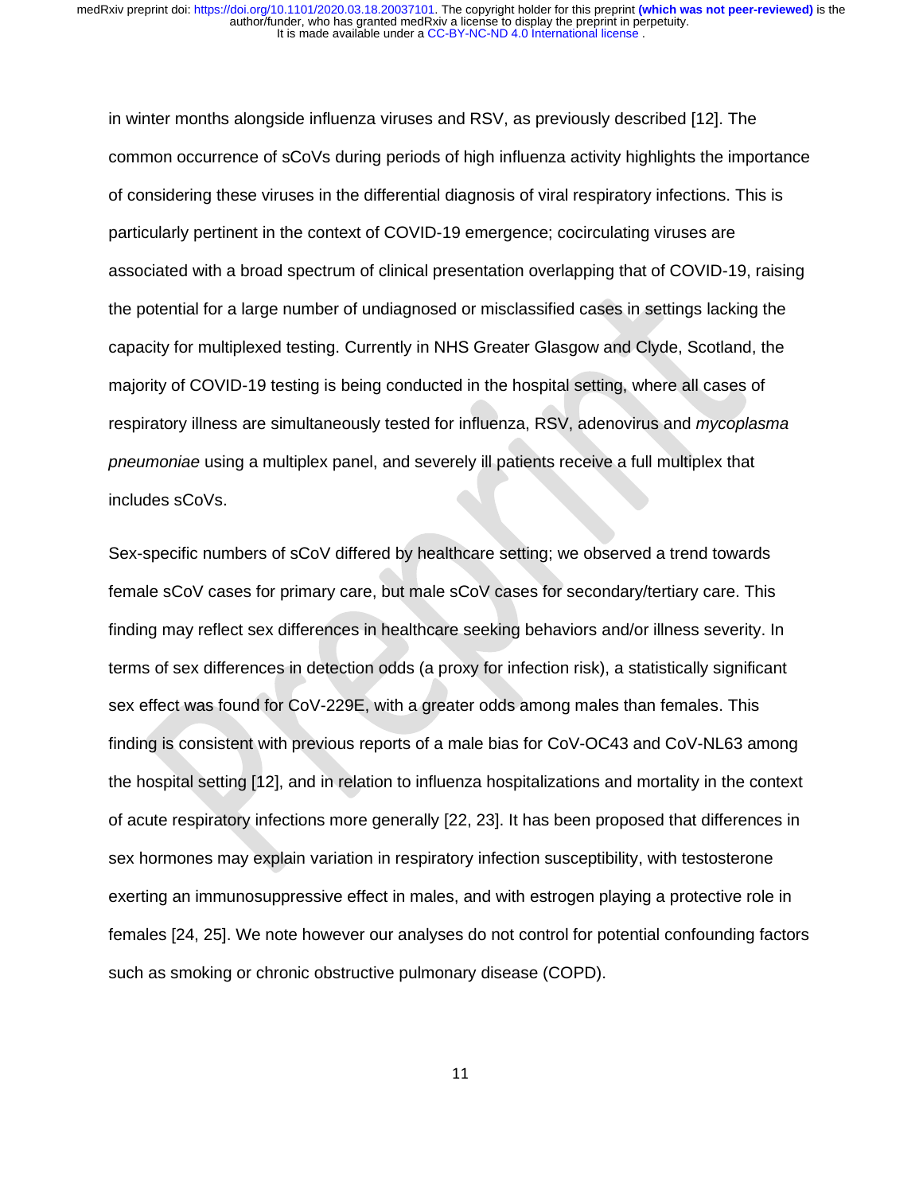in winter months alongside influenza viruses and RSV, as previously described [12]. The common occurrence of sCoVs during periods of high influenza activity highlights the importance of considering these viruses in the differential diagnosis of viral respiratory infections. This is particularly pertinent in the context of COVID-19 emergence; cocirculating viruses are associated with a broad spectrum of clinical presentation overlapping that of COVID-19, raising the potential for a large number of undiagnosed or misclassified cases in settings lacking the capacity for multiplexed testing. Currently in NHS Greater Glasgow and Clyde, Scotland, the majority of COVID-19 testing is being conducted in the hospital setting, where all cases of respiratory illness are simultaneously tested for influenza, RSV, adenovirus and *mycoplasma pneumoniae* using a multiplex panel, and severely ill patients receive a full multiplex that includes sCoVs.

Sex-specific numbers of sCoV differed by healthcare setting; we observed a trend towards female sCoV cases for primary care, but male sCoV cases for secondary/tertiary care. This finding may reflect sex differences in healthcare seeking behaviors and/or illness severity. In terms of sex differences in detection odds (a proxy for infection risk), a statistically significant sex effect was found for CoV-229E, with a greater odds among males than females. This finding is consistent with previous reports of a male bias for CoV-OC43 and CoV-NL63 among the hospital setting [12], and in relation to influenza hospitalizations and mortality in the context of acute respiratory infections more generally [22, 23]. It has been proposed that differences in sex hormones may explain variation in respiratory infection susceptibility, with testosterone exerting an immunosuppressive effect in males, and with estrogen playing a protective role in females [24, 25]. We note however our analyses do not control for potential confounding factors such as smoking or chronic obstructive pulmonary disease (COPD).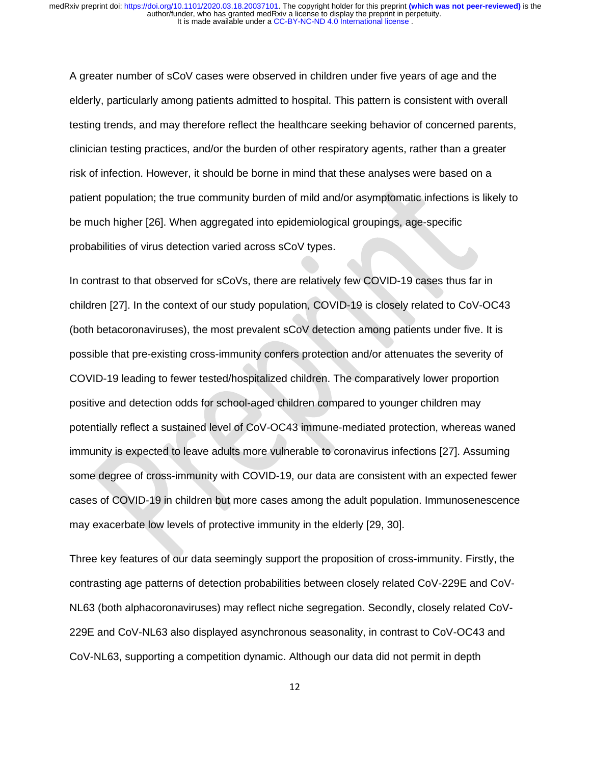A greater number of sCoV cases were observed in children under five years of age and the elderly, particularly among patients admitted to hospital. This pattern is consistent with overall testing trends, and may therefore reflect the healthcare seeking behavior of concerned parents, clinician testing practices, and/or the burden of other respiratory agents, rather than a greater risk of infection. However, it should be borne in mind that these analyses were based on a patient population; the true community burden of mild and/or asymptomatic infections is likely to be much higher [26]. When aggregated into epidemiological groupings, age-specific probabilities of virus detection varied across sCoV types.

In contrast to that observed for sCoVs, there are relatively few COVID-19 cases thus far in children [27]. In the context of our study population, COVID-19 is closely related to CoV-OC43 (both betacoronaviruses), the most prevalent sCoV detection among patients under five. It is possible that pre-existing cross-immunity confers protection and/or attenuates the severity of COVID-19 leading to fewer tested/hospitalized children. The comparatively lower proportion positive and detection odds for school-aged children compared to younger children may potentially reflect a sustained level of CoV-OC43 immune-mediated protection, whereas waned immunity is expected to leave adults more vulnerable to coronavirus infections [27]. Assuming some degree of cross-immunity with COVID-19, our data are consistent with an expected fewer cases of COVID-19 in children but more cases among the adult population. Immunosenescence may exacerbate low levels of protective immunity in the elderly [29, 30].

Three key features of our data seemingly support the proposition of cross-immunity. Firstly, the contrasting age patterns of detection probabilities between closely related CoV-229E and CoV-NL63 (both alphacoronaviruses) may reflect niche segregation. Secondly, closely related CoV-229E and CoV-NL63 also displayed asynchronous seasonality, in contrast to CoV-OC43 and CoV-NL63, supporting a competition dynamic. Although our data did not permit in depth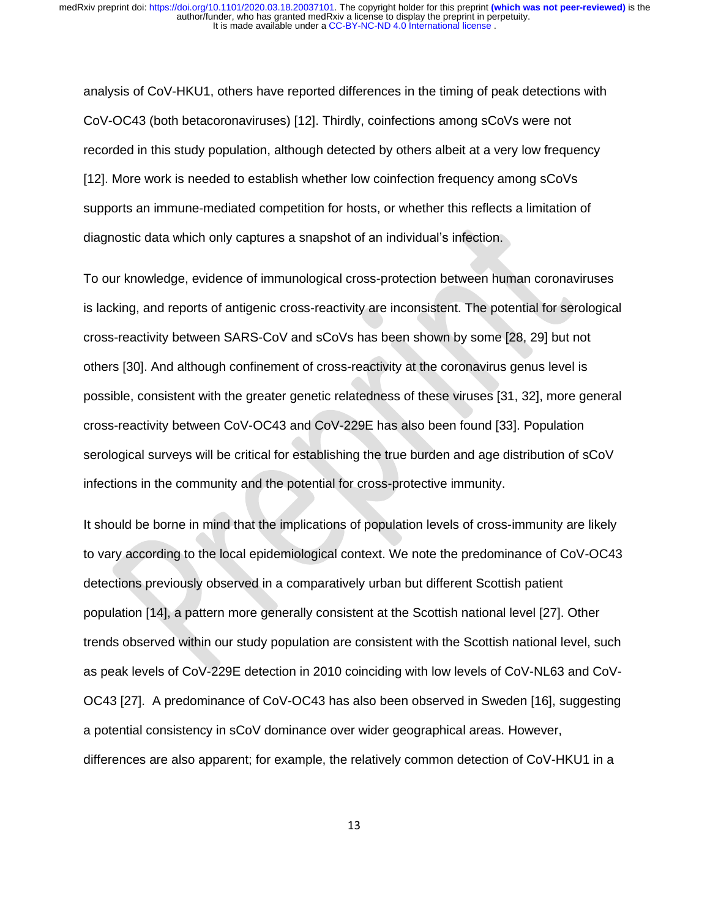analysis of CoV-HKU1, others have reported differences in the timing of peak detections with CoV-OC43 (both betacoronaviruses) [12]. Thirdly, coinfections among sCoVs were not recorded in this study population, although detected by others albeit at a very low frequency [12]. More work is needed to establish whether low coinfection frequency among sCoVs supports an immune-mediated competition for hosts, or whether this reflects a limitation of diagnostic data which only captures a snapshot of an individual's infection.

To our knowledge, evidence of immunological cross-protection between human coronaviruses is lacking, and reports of antigenic cross-reactivity are inconsistent. The potential for serological cross-reactivity between SARS-CoV and sCoVs has been shown by some [28, 29] but not others [30]. And although confinement of cross-reactivity at the coronavirus genus level is possible, consistent with the greater genetic relatedness of these viruses [31, 32], more general cross-reactivity between CoV-OC43 and CoV-229E has also been found [33]. Population serological surveys will be critical for establishing the true burden and age distribution of sCoV infections in the community and the potential for cross-protective immunity.

It should be borne in mind that the implications of population levels of cross-immunity are likely to vary according to the local epidemiological context. We note the predominance of CoV-OC43 detections previously observed in a comparatively urban but different Scottish patient population [14], a pattern more generally consistent at the Scottish national level [27]. Other trends observed within our study population are consistent with the Scottish national level, such as peak levels of CoV-229E detection in 2010 coinciding with low levels of CoV-NL63 and CoV-OC43 [27]. A predominance of CoV-OC43 has also been observed in Sweden [16], suggesting a potential consistency in sCoV dominance over wider geographical areas. However, differences are also apparent; for example, the relatively common detection of CoV-HKU1 in a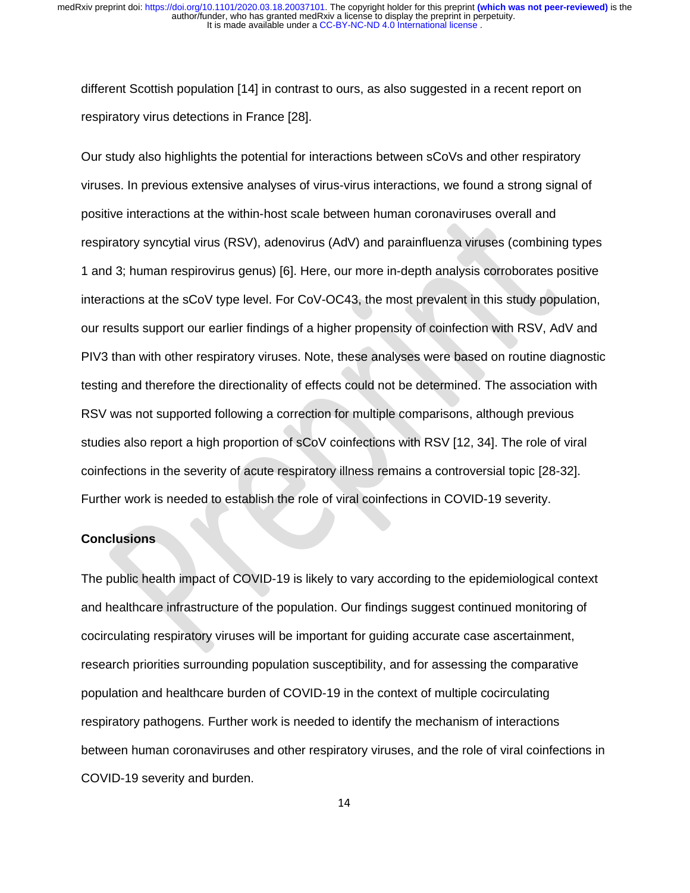different Scottish population [14] in contrast to ours, as also suggested in a recent report on respiratory virus detections in France [28].

Our study also highlights the potential for interactions between sCoVs and other respiratory viruses. In previous extensive analyses of virus-virus interactions, we found a strong signal of positive interactions at the within-host scale between human coronaviruses overall and respiratory syncytial virus (RSV), adenovirus (AdV) and parainfluenza viruses (combining types 1 and 3; human respirovirus genus) [6]. Here, our more in-depth analysis corroborates positive interactions at the sCoV type level. For CoV-OC43, the most prevalent in this study population, our results support our earlier findings of a higher propensity of coinfection with RSV, AdV and PIV3 than with other respiratory viruses. Note, these analyses were based on routine diagnostic testing and therefore the directionality of effects could not be determined. The association with RSV was not supported following a correction for multiple comparisons, although previous studies also report a high proportion of sCoV coinfections with RSV [12, 34]. The role of viral coinfections in the severity of acute respiratory illness remains a controversial topic [28-32]. Further work is needed to establish the role of viral coinfections in COVID-19 severity.

## Conclusions

The public health impact of COVID-19 is likely to vary according to the epidemiological context and healthcare infrastructure of the population. Our findings suggest continued monitoring of cocirculating respiratory viruses will be important for guiding accurate case ascertainment, research priorities surrounding population susceptibility, and for assessing the comparative population and healthcare burden of COVID-19 in the context of multiple cocirculating respiratory pathogens. Further work is needed to identify the mechanism of interactions between human coronaviruses and other respiratory viruses, and the role of viral coinfections in COVID-19 severity and burden.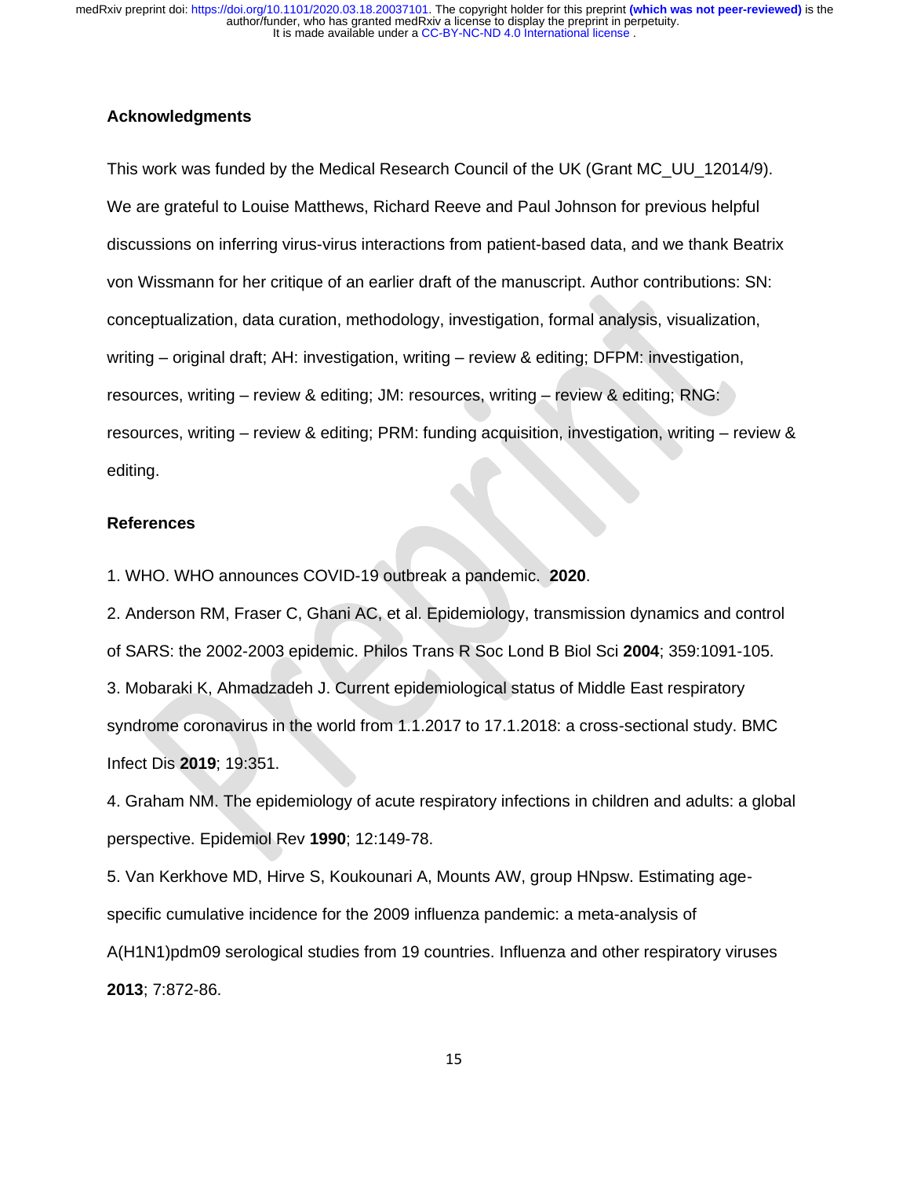## Acknowledgments

This work was funded by the Medical Research Council of the UK (Grant MC_UU_12014/9). We are grateful to Louise Matthews, Richard Reeve and Paul Johnson for previous helpful discussions on inferring virus-virus interactions from patient-based data, and we thank Beatrix von Wissmann for her critique of an earlier draft of the manuscript. Author contributions: SN: conceptualization, data curation, methodology, investigation, formal analysis, visualization, writing – original draft; AH: investigation, writing – review & editing; DFPM: investigation, resources, writing – review & editing; JM: resources, writing – review & editing; RNG: resources, writing – review & editing; PRM: funding acquisition, investigation, writing – review & editing.

## References

1. WHO. WHO announces COVID-19 outbreak a pandemic. **2020**.

2. Anderson RM, Fraser C, Ghani AC, et al. Epidemiology, transmission dynamics and control of SARS: the 2002-2003 epidemic. Philos Trans R Soc Lond B Biol Sci **2004**; 359:1091-105.

3. Mobaraki K, Ahmadzadeh J. Current epidemiological status of Middle East respiratory syndrome coronavirus in the world from 1.1.2017 to 17.1.2018: a cross-sectional study. BMC Infect Dis **2019**; 19:351.

4. Graham NM. The epidemiology of acute respiratory infections in children and adults: a global perspective. Epidemiol Rev **1990**; 12:149-78.

5. Van Kerkhove MD, Hirve S, Koukounari A, Mounts AW, group HNpsw. Estimating age-specific cumulative incidence for the 2009 influenza pandemic: a meta-analysis of A(H1N1)pdm09 serological studies from 19 countries. Influenza and other respiratory viruses **2013**; 7:872-86.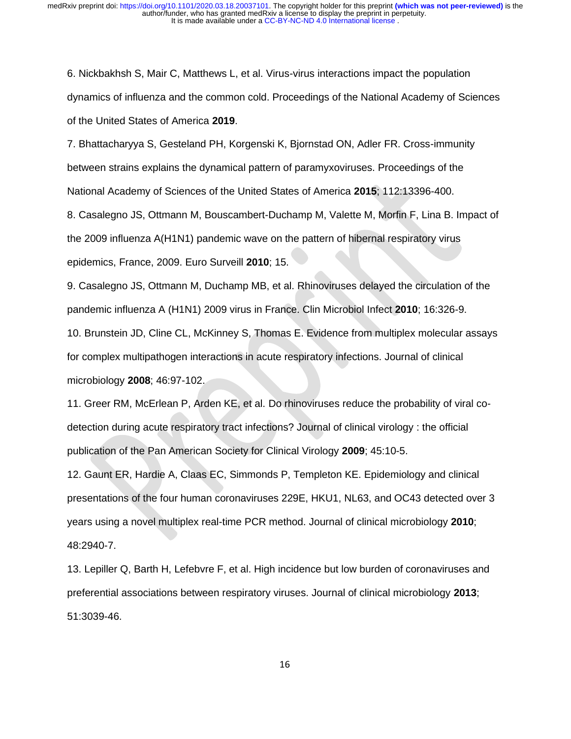6. Nickbakhsh S, Mair C, Matthews L, et al. Virus-virus interactions impact the population dynamics of influenza and the common cold. Proceedings of the National Academy of Sciences of the United States of America **2019**.

7. Bhattacharyya S, Gesteland PH, Korgenski K, Bjornstad ON, Adler FR. Cross-immunity between strains explains the dynamical pattern of paramyxoviruses. Proceedings of the National Academy of Sciences of the United States of America **2015**; 112:13396-400.

8. Casalegno JS, Ottmann M, Bouscambert-Duchamp M, Valette M, Morfin F, Lina B. Impact of the 2009 influenza A(H1N1) pandemic wave on the pattern of hibernal respiratory virus epidemics, France, 2009. Euro Surveill **2010**; 15.

9. Casalegno JS, Ottmann M, Duchamp MB, et al. Rhinoviruses delayed the circulation of the pandemic influenza A (H1N1) 2009 virus in France. Clin Microbiol Infect **2010**; 16:326-9.

10. Brunstein JD, Cline CL, McKinney S, Thomas E. Evidence from multiplex molecular assays for complex multipathogen interactions in acute respiratory infections. Journal of clinical microbiology **2008**; 46:97-102.

11. Greer RM, McErlean P, Arden KE, et al. Do rhinoviruses reduce the probability of viral co-detection during acute respiratory tract infections? Journal of clinical virology : the official publication of the Pan American Society for Clinical Virology **2009**; 45:10-5.

12. Gaunt ER, Hardie A, Claas EC, Simmonds P, Templeton KE. Epidemiology and clinical presentations of the four human coronaviruses 229E, HKU1, NL63, and OC43 detected over 3 years using a novel multiplex real-time PCR method. Journal of clinical microbiology **2010**; 48:2940-7.

13. Lepiller Q, Barth H, Lefebvre F, et al. High incidence but low burden of coronaviruses and preferential associations between respiratory viruses. Journal of clinical microbiology **2013**; 51:3039-46.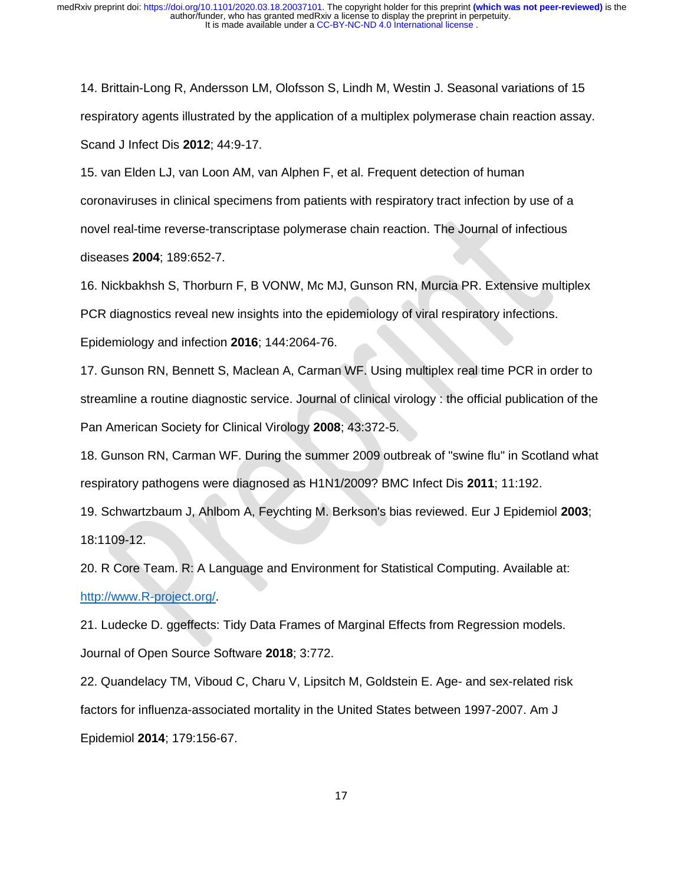14. Brittain-Long R, Andersson LM, Olofsson S, Lindh M, Westin J. Seasonal variations of 15 respiratory agents illustrated by the application of a multiplex polymerase chain reaction assay. Scand J Infect Dis **2012**; 44:9-17.

15. van Elden LJ, van Loon AM, van Alphen F, et al. Frequent detection of human coronaviruses in clinical specimens from patients with respiratory tract infection by use of a novel real-time reverse-transcriptase polymerase chain reaction. The Journal of infectious diseases **2004**; 189:652-7.

16. Nickbakhsh S, Thorburn F, B VONW, Mc MJ, Gunson RN, Murcia PR. Extensive multiplex PCR diagnostics reveal new insights into the epidemiology of viral respiratory infections. Epidemiology and infection **2016**; 144:2064-76.

17. Gunson RN, Bennett S, Maclean A, Carman WF. Using multiplex real time PCR in order to streamline a routine diagnostic service. Journal of clinical virology : the official publication of the Pan American Society for Clinical Virology **2008**; 43:372-5.

18. Gunson RN, Carman WF. During the summer 2009 outbreak of "swine flu" in Scotland what respiratory pathogens were diagnosed as H1N1/2009? BMC Infect Dis **2011**; 11:192.

19. Schwartzbaum J, Ahlbom A, Feychting M. Berkson's bias reviewed. Eur J Epidemiol **2003**; 18:1109-12.

20. R Core Team. R: A Language and Environment for Statistical Computing. Available at: http://www.R-project.org/.

21. Ludecke D. ggeffects: Tidy Data Frames of Marginal Effects from Regression models. Journal of Open Source Software **2018**; 3:772.

22. Quandelacy TM, Viboud C, Charu V, Lipsitch M, Goldstein E. Age- and sex-related risk factors for influenza-associated mortality in the United States between 1997-2007. Am J Epidemiol **2014**; 179:156-67.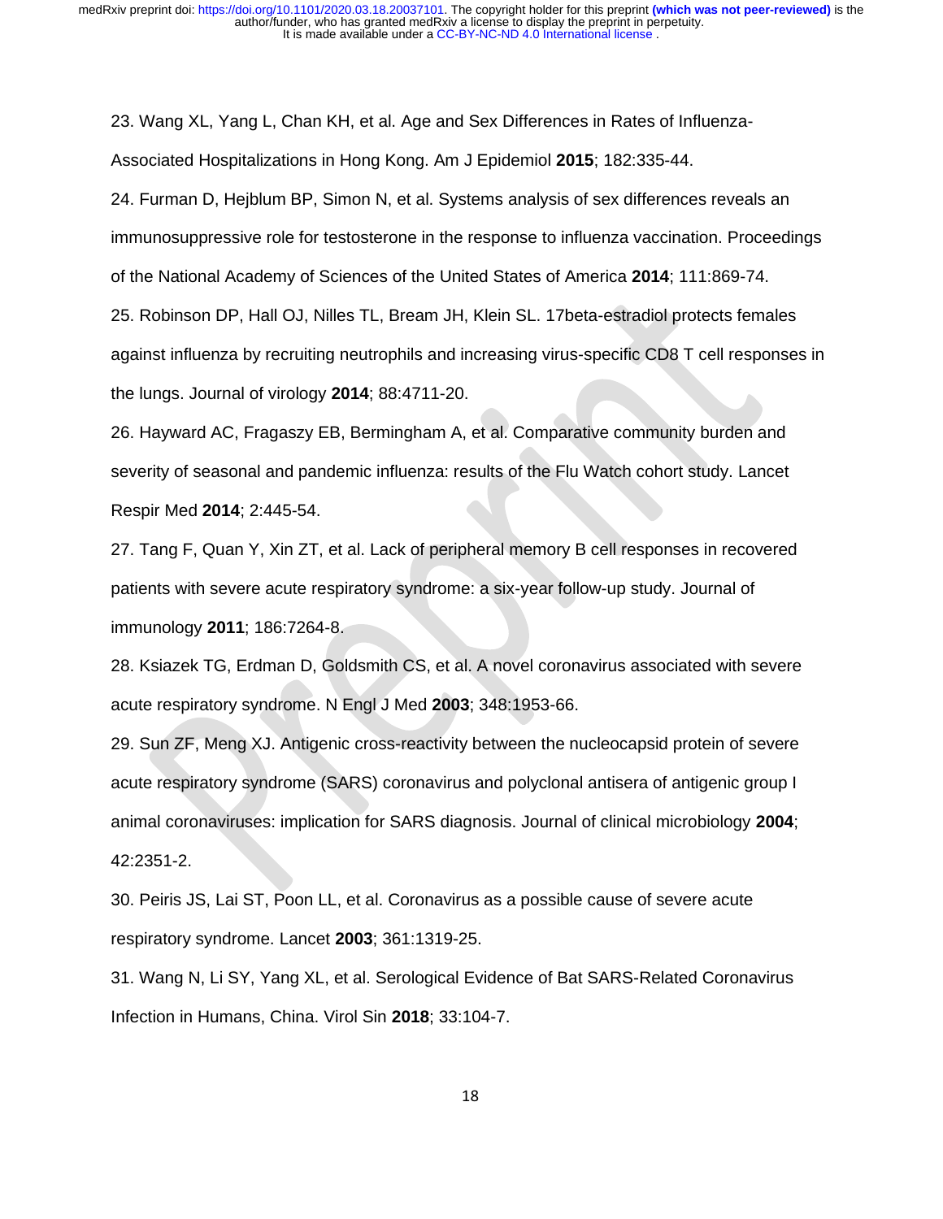23. Wang XL, Yang L, Chan KH, et al. Age and Sex Differences in Rates of Influenza-Associated Hospitalizations in Hong Kong. Am J Epidemiol **2015**; 182:335-44.

24. Furman D, Hejblum BP, Simon N, et al. Systems analysis of sex differences reveals an immunosuppressive role for testosterone in the response to influenza vaccination. Proceedings of the National Academy of Sciences of the United States of America **2014**; 111:869-74.

25. Robinson DP, Hall OJ, Nilles TL, Bream JH, Klein SL. 17beta-estradiol protects females against influenza by recruiting neutrophils and increasing virus-specific CD8 T cell responses in the lungs. Journal of virology **2014**; 88:4711-20.

26. Hayward AC, Fragaszy EB, Bermingham A, et al. Comparative community burden and severity of seasonal and pandemic influenza: results of the Flu Watch cohort study. Lancet Respir Med **2014**; 2:445-54.

27. Tang F, Quan Y, Xin ZT, et al. Lack of peripheral memory B cell responses in recovered patients with severe acute respiratory syndrome: a six-year follow-up study. Journal of immunology **2011**; 186:7264-8.

28. Ksiazek TG, Erdman D, Goldsmith CS, et al. A novel coronavirus associated with severe acute respiratory syndrome. N Engl J Med **2003**; 348:1953-66.

29. Sun ZF, Meng XJ. Antigenic cross-reactivity between the nucleocapsid protein of severe acute respiratory syndrome (SARS) coronavirus and polyclonal antisera of antigenic group I animal coronaviruses: implication for SARS diagnosis. Journal of clinical microbiology **2004**; 42:2351-2.

30. Peiris JS, Lai ST, Poon LL, et al. Coronavirus as a possible cause of severe acute respiratory syndrome. Lancet **2003**; 361:1319-25.

31. Wang N, Li SY, Yang XL, et al. Serological Evidence of Bat SARS-Related Coronavirus Infection in Humans, China. Virol Sin **2018**; 33:104-7.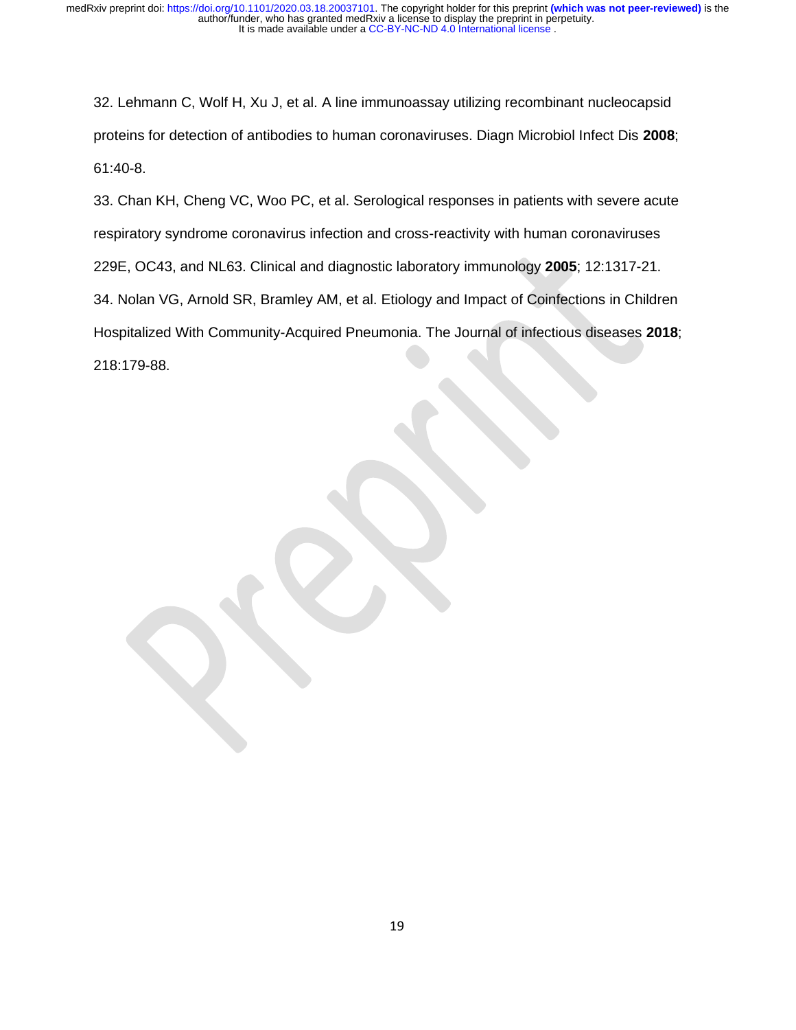32. Lehmann C, Wolf H, Xu J, et al. A line immunoassay utilizing recombinant nucleocapsid proteins for detection of antibodies to human coronaviruses. Diagn Microbiol Infect Dis **2008**; 61:40-8.

33. Chan KH, Cheng VC, Woo PC, et al. Serological responses in patients with severe acute respiratory syndrome coronavirus infection and cross-reactivity with human coronaviruses 229E, OC43, and NL63. Clinical and diagnostic laboratory immunology **2005**; 12:1317-21.

34. Nolan VG, Arnold SR, Bramley AM, et al. Etiology and Impact of Coinfections in Children Hospitalized With Community-Acquired Pneumonia. The Journal of infectious diseases **2018**; 218:179-88.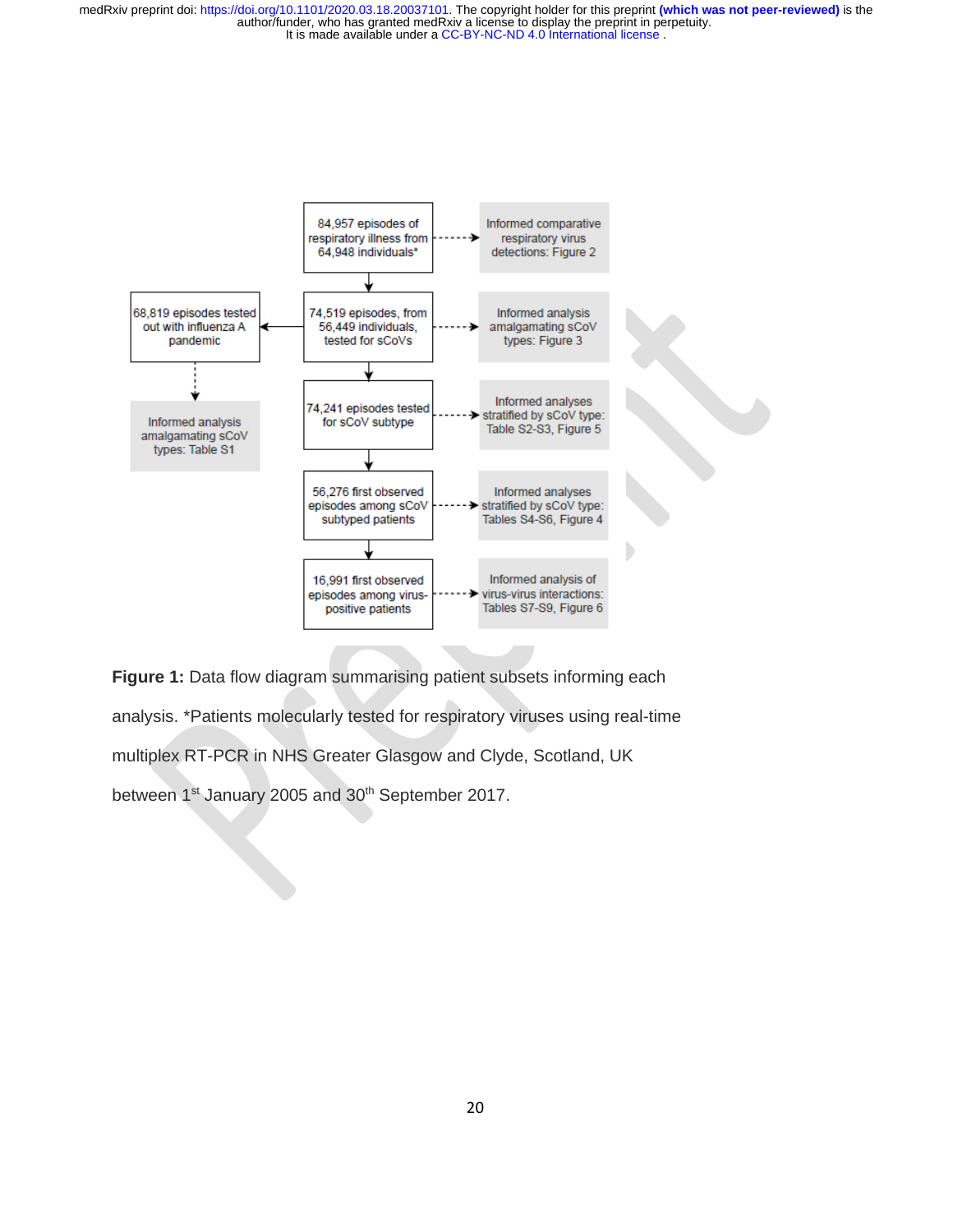84,957 episodes of respiratory illness from 64,948 individuals*

74,519 episodes, from 56,449 individuals, tested for sCoVs

68,819 episodes tested out with influenza A pandemic

74,241 episodes tested for sCoV subtype

56,276 first observed episodes among sCoV subtyped patients

16,991 first observed episodes among virus-positive patients

Informed comparative respiratory virus detections: Figure 2

Informed analysis amalgamating sCoV types: Figure 3

Informed analysis amalgamating sCoV types: Table S1

Informed analyses stratified by sCoV type: Table S2-S3, Figure 5

Informed analyses stratified by sCoV type: Tables S4-S6, Figure 4

Informed analysis of virus-virus interactions: Tables S7-S9, Figure 6

**Figure 1:** Data flow diagram summarising patient subsets informing each analysis. *Patients molecularly tested for respiratory viruses using real-time multiplex RT-PCR in NHS Greater Glasgow and Clyde, Scotland, UK between 1st January 2005 and 30th September 2017.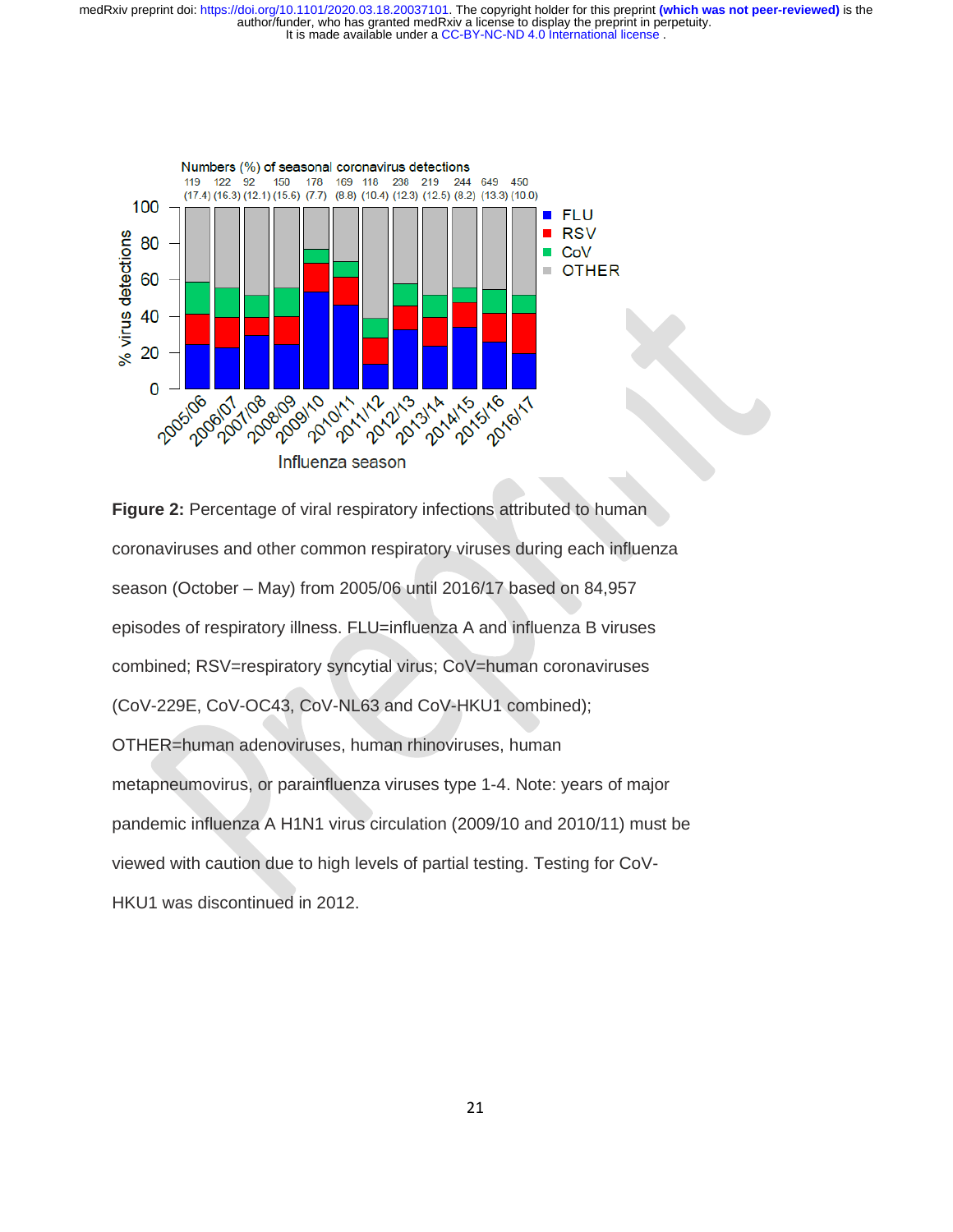Numbers (%) of seasonal coronavirus detections

| 2005/06 | 2006/07 | 2007/08 | 2008/09 | 2009/10 | 2010/11 | 2011/12 | 2012/13 | 2013/14 | 2014/15 | 2015/16 | 2016/17 |
|---|---|---|---|---|---|---|---|---|---|---|---|
| 119 (17.4) | 122 (16.3) | 92 (12.1) | 150 (15.6) | 178 (7.7) | 169 (8.8) | 116 (10.4) | 238 (12.3) | 219 (12.5) | 244 (8.2) | 649 (13.3) | 450 (10.0) |

**Figure 2:** Percentage of viral respiratory infections attributed to human coronaviruses and other common respiratory viruses during each influenza season (October – May) from 2005/06 until 2016/17 based on 84,957 episodes of respiratory illness. FLU=influenza A and influenza B viruses combined; RSV=respiratory syncytial virus; CoV=human coronaviruses (CoV-229E, CoV-OC43, CoV-NL63 and CoV-HKU1 combined); OTHER=human adenoviruses, human rhinoviruses, human metapneumovirus, or parainfluenza viruses type 1-4. Note: years of major pandemic influenza A H1N1 virus circulation (2009/10 and 2010/11) must be viewed with caution due to high levels of partial testing. Testing for CoV-HKU1 was discontinued in 2012.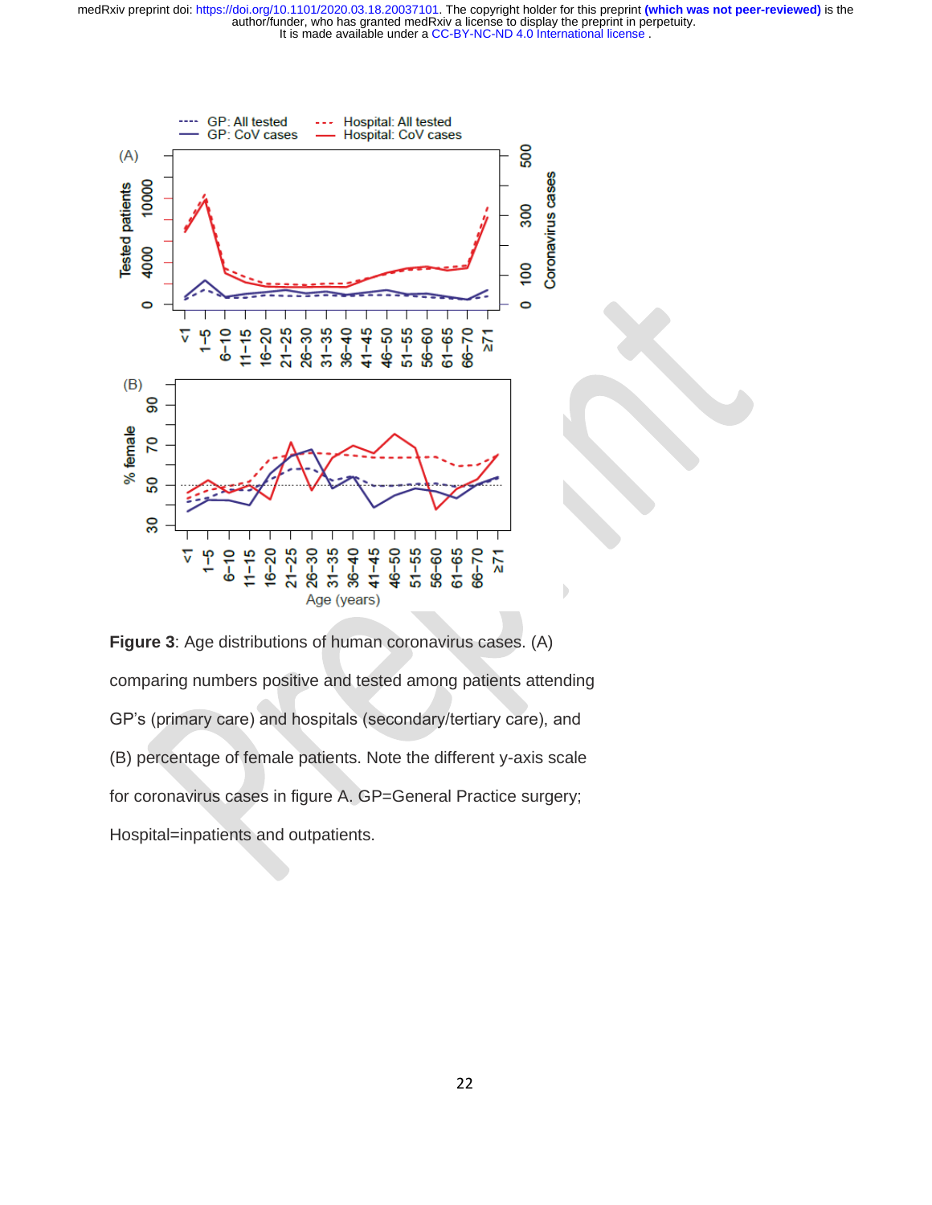**Figure 3**: Age distributions of human coronavirus cases. (A) comparing numbers positive and tested among patients attending GP's (primary care) and hospitals (secondary/tertiary care), and (B) percentage of female patients. Note the different y-axis scale for coronavirus cases in figure A. GP=General Practice surgery; Hospital=inpatients and outpatients.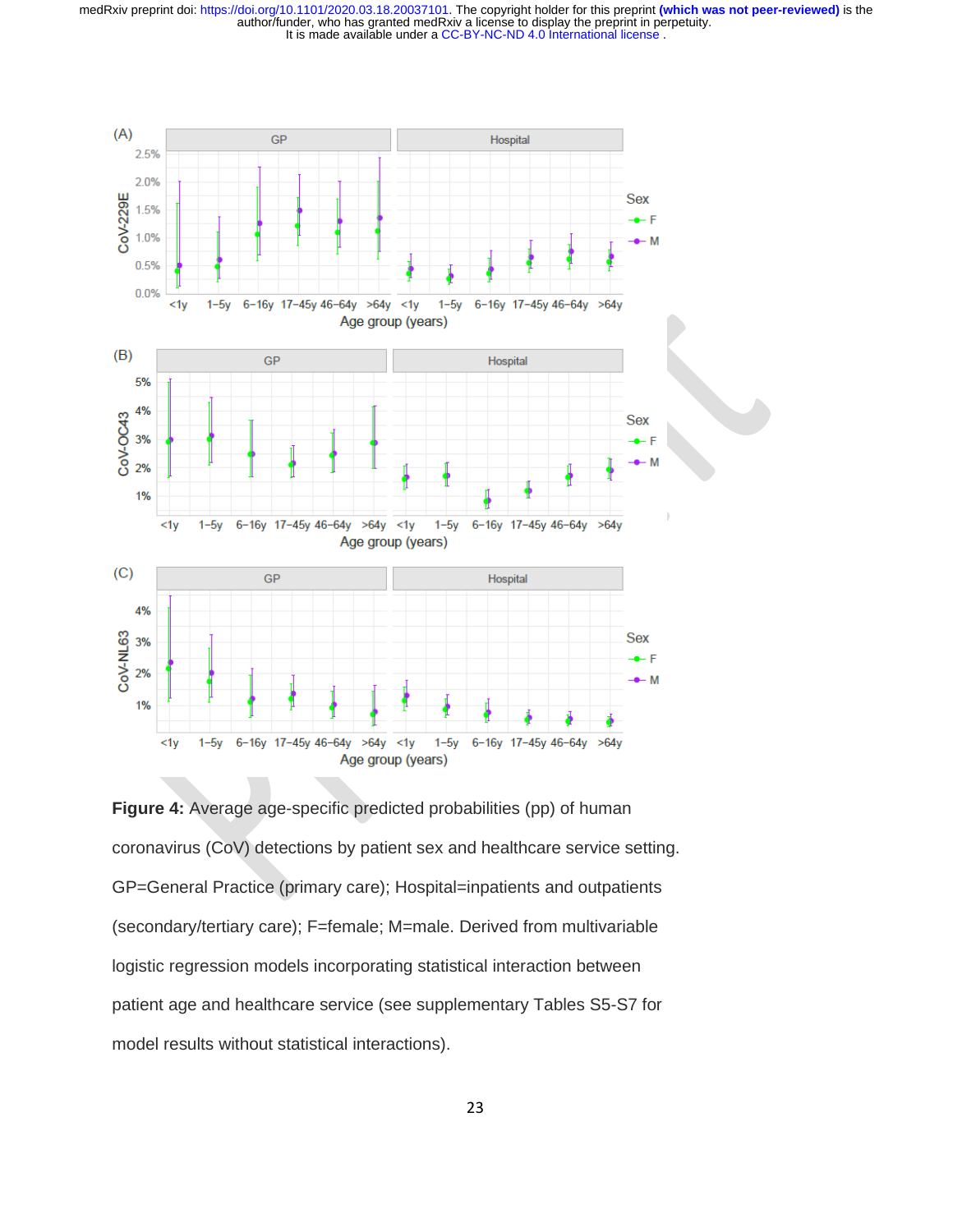**Figure 4:** Average age-specific predicted probabilities (pp) of human coronavirus (CoV) detections by patient sex and healthcare service setting. GP=General Practice (primary care); Hospital=inpatients and outpatients (secondary/tertiary care); F=female; M=male. Derived from multivariable logistic regression models incorporating statistical interaction between patient age and healthcare service (see supplementary Tables S5-S7 for model results without statistical interactions).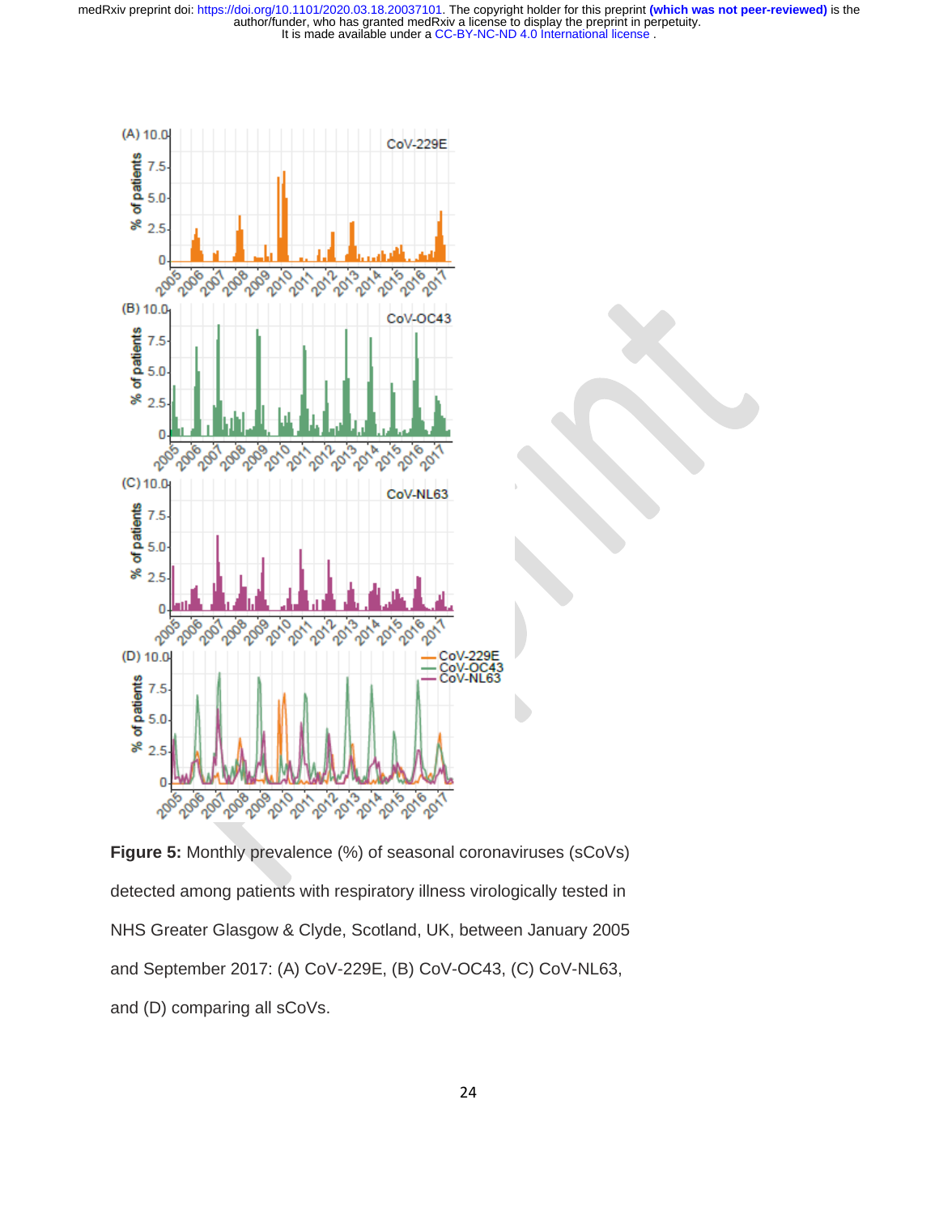**Figure 5:** Monthly prevalence (%) of seasonal coronaviruses (sCoVs) detected among patients with respiratory illness virologically tested in NHS Greater Glasgow & Clyde, Scotland, UK, between January 2005 and September 2017: (A) CoV-229E, (B) CoV-OC43, (C) CoV-NL63, and (D) comparing all sCoVs.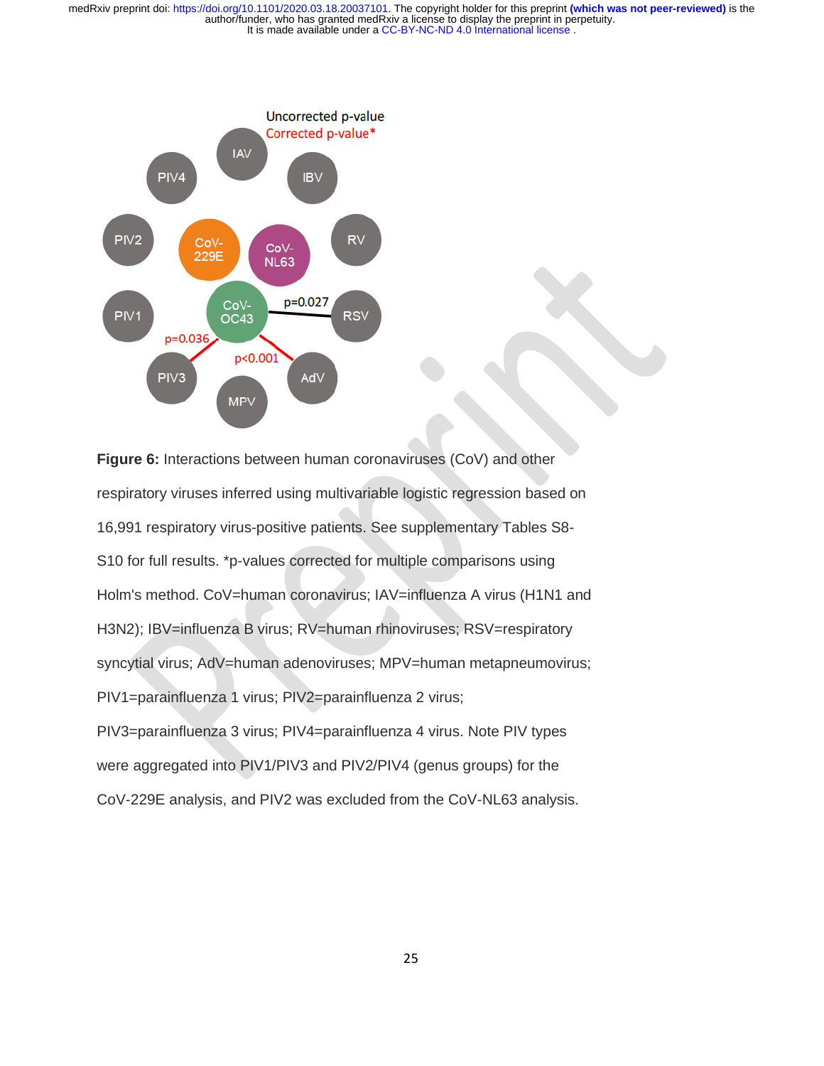Uncorrected p-value
Corrected p-value*

**Figure 6:** Interactions between human coronaviruses (CoV) and other respiratory viruses inferred using multivariable logistic regression based on 16,991 respiratory virus-positive patients. See supplementary Tables S8-S10 for full results. *p-values corrected for multiple comparisons using Holm's method. CoV=human coronavirus; IAV=influenza A virus (H1N1 and H3N2); IBV=influenza B virus; RV=human rhinoviruses; RSV=respiratory syncytial virus; AdV=human adenoviruses; MPV=human metapneumovirus; PIV1=parainfluenza 1 virus; PIV2=parainfluenza 2 virus; PIV3=parainfluenza 3 virus; PIV4=parainfluenza 4 virus. Note PIV types were aggregated into PIV1/PIV3 and PIV2/PIV4 (genus groups) for the CoV-229E analysis, and PIV2 was excluded from the CoV-NL63 analysis.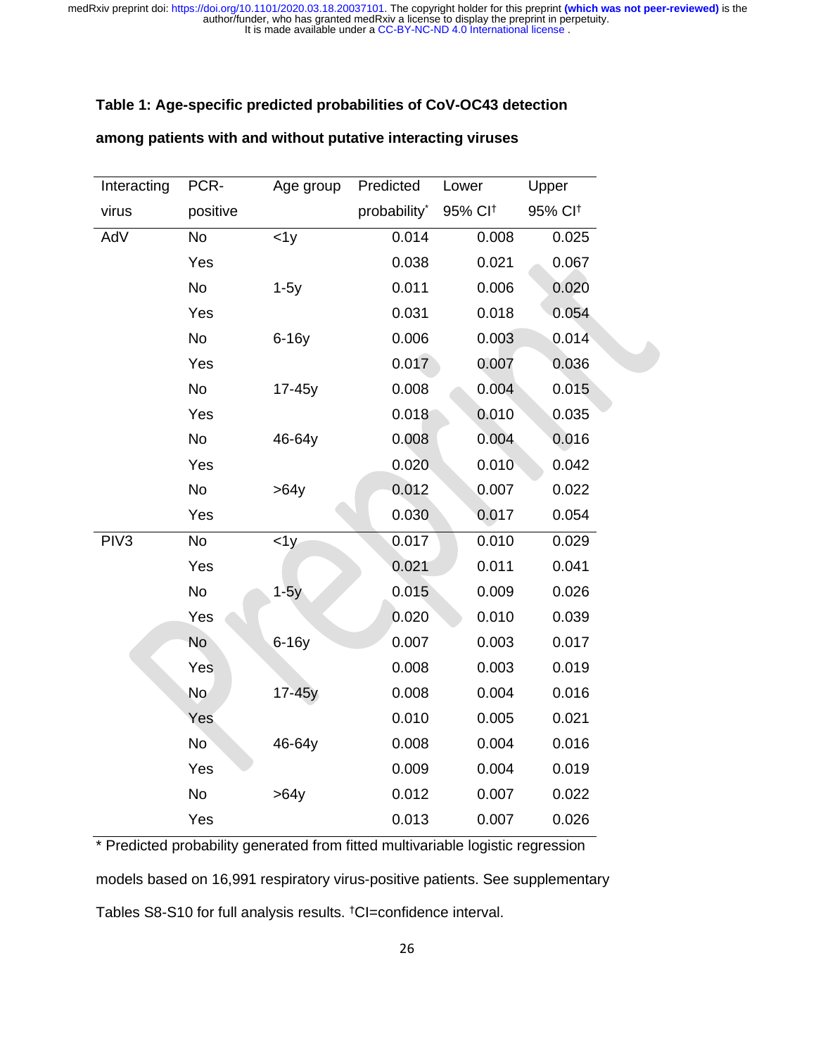**Table 1: Age-specific predicted probabilities of CoV-OC43 detection among patients with and without putative interacting viruses**

| Interacting virus | PCR-positive | Age group | Predicted probability* | Lower 95% CI† | Upper 95% CI† |
|---|---|---|---|---|---|
| AdV | No | <1y | 0.014 | 0.008 | 0.025 |
| | Yes | | 0.038 | 0.021 | 0.067 |
| | No | 1-5y | 0.011 | 0.006 | 0.020 |
| | Yes | | 0.031 | 0.018 | 0.054 |
| | No | 6-16y | 0.006 | 0.003 | 0.014 |
| | Yes | | 0.017 | 0.007 | 0.036 |
| | No | 17-45y | 0.008 | 0.004 | 0.015 |
| | Yes | | 0.018 | 0.010 | 0.035 |
| | No | 46-64y | 0.008 | 0.004 | 0.016 |
| | Yes | | 0.020 | 0.010 | 0.042 |
| | No | >64y | 0.012 | 0.007 | 0.022 |
| | Yes | | 0.030 | 0.017 | 0.054 |
| PIV3 | No | <1y | 0.017 | 0.010 | 0.029 |
| | Yes | | 0.021 | 0.011 | 0.041 |
| | No | 1-5y | 0.015 | 0.009 | 0.026 |
| | Yes | | 0.020 | 0.010 | 0.039 |
| | No | 6-16y | 0.007 | 0.003 | 0.017 |
| | Yes | | 0.008 | 0.003 | 0.019 |
| | No | 17-45y | 0.008 | 0.004 | 0.016 |
| | Yes | | 0.010 | 0.005 | 0.021 |
| | No | 46-64y | 0.008 | 0.004 | 0.016 |
| | Yes | | 0.009 | 0.004 | 0.019 |
| | No | >64y | 0.012 | 0.007 | 0.022 |
| | Yes | | 0.013 | 0.007 | 0.026 |

* Predicted probability generated from fitted multivariable logistic regression models based on 16,991 respiratory virus-positive patients. See supplementary Tables S8-S10 for full analysis results. †CI=confidence interval.